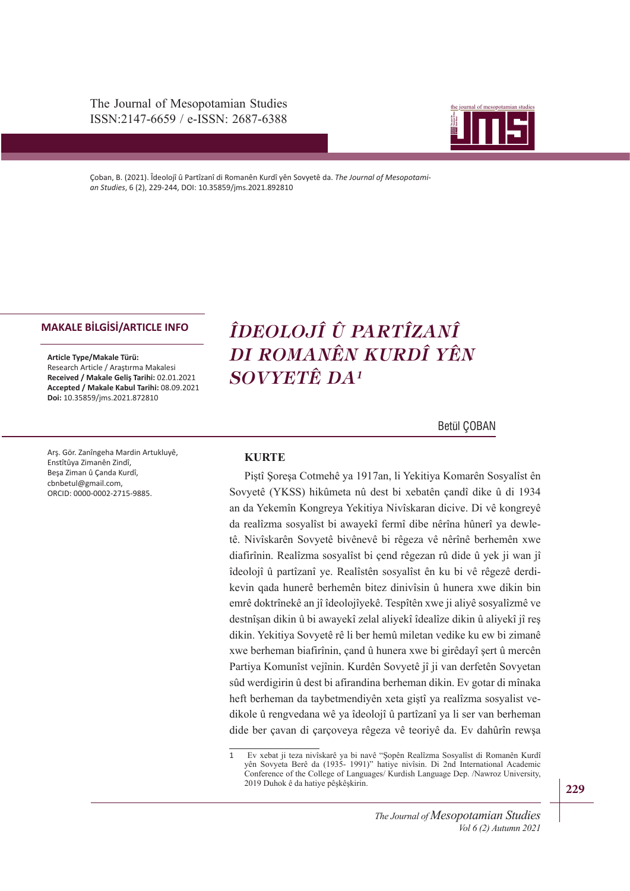Çoban, B. (2021). Îdeolojî û Partîzanî di Romanên Kurdî yên Sovyetê da. *The Journal of Mesopotamian Studies*, 6 (2), 229-244, DOI: 10.35859/jms.2021.892810

**MAKALE BİLGİSİ/ARTICLE INFO**

**Article Type/Makale Türü:**
Research Article / Araştırma Makalesi
**Received / Makale Geliş Tarihi:** 02.01.2021
**Accepted / Makale Kabul Tarihi:** 08.09.2021
**Doi:** 10.35859/jms.2021.872810

# ÎDEOLOJÎ Û PARTÎZANÎ DI ROMANÊN KURDÎ YÊN SOVYETÊ DA[1]

Betül ÇOBAN

Arş. Gör. Zanîngeha Mardin Artukluyê,
Enstîtûya Zimanên Zindî,
Beşa Ziman û Çanda Kurdî,
cbnbetul@gmail.com,
ORCID: 0000-0002-2715-9885.

**KURTE**

Piştî Şoreşa Cotmehê ya 1917an, li Yekitiya Komarên Sosyalîst ên Sovyetê (YKSS) hikûmeta nû dest bi xebatên çandî dike û di 1934 an da Yekemîn Kongreya Yekitiya Nivîskaran dicive. Di vê kongreyê da realîzma sosyalîst bi awayekî fermî dibe nêrîna hûnerî ya dewletê. Nivîskarên Sovyetê bivênevê bi rêgeza vê nêrînê berhemên xwe diafirînin. Realîzma sosyalîst bi çend rêgezan rû dide û yek ji wan jî îdeolojî û partîzanî ye. Realîstên sosyalîst ên ku bi vê rêgezê derdikevin qada hunerê berhemên bitez dinivîsin û hunera xwe dikin bin emrê doktrînekê an jî îdeolojîyekê. Tespîtên xwe ji aliyê sosyalîzmê ve destnîşan dikin û bi awayekî zelal aliyekî îdealîze dikin û aliyekî jî reş dikin. Yekitiya Sovyetê rê li ber hemû miletan vedike ku ew bi zimanê xwe berheman biafirînin, çand û hunera xwe bi girêdayî şert û mercên Partiya Komunîst vejînin. Kurdên Sovyetê jî ji van derfetên Sovyetan sûd werdigirin û dest bi afirandina berheman dikin. Ev gotar di mînaka heft berheman da taybetmendiyên xeta giştî ya realîzma sosyalist vedikole û rengvedana wê ya îdeolojî û partîzanî ya li ser van berheman dide ber çavan di çarçoveya rêgeza vê teoriyê da. Ev dahûrîn rewşa

---

[1] Ev xebat ji teza nivîskarê ya bi navê "Şopên Realîzma Sosyalîst di Romanên Kurdî yên Sovyeta Berê da (1935- 1991)" hatiye nivîsin. Di 2nd International Academic Conference of the College of Languages/ Kurdish Language Dep. /Nawroz University, 2019 Duhok ê da hatiye pêşkêşkirin.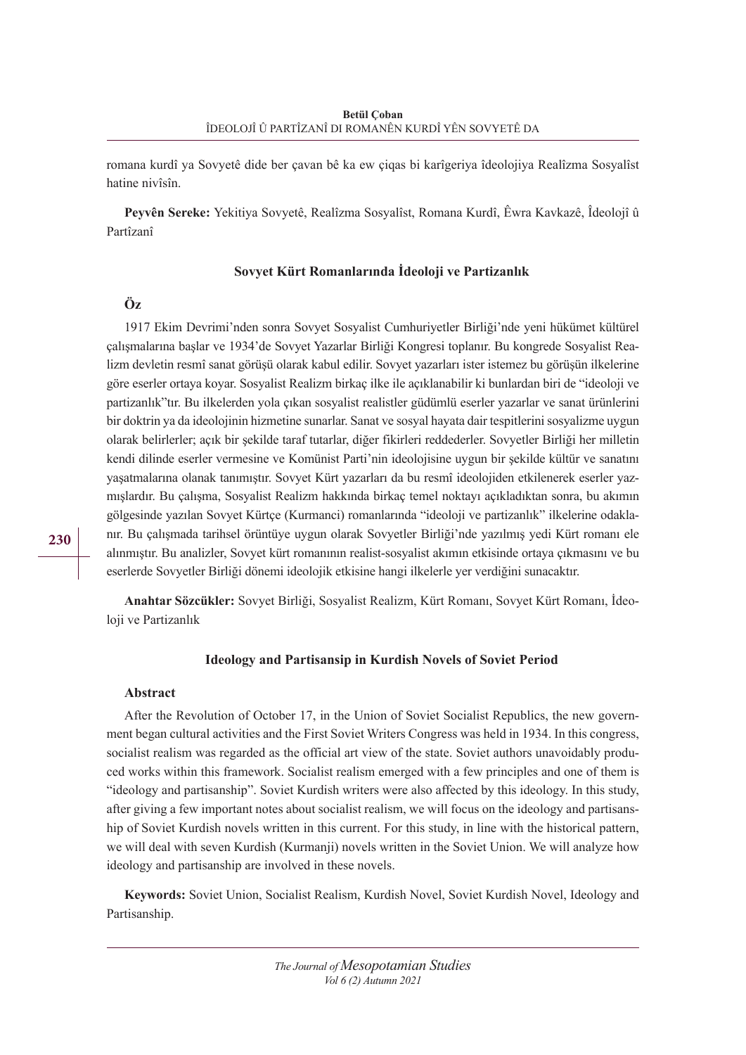romana kurdî ya Sovyetê dide ber çavan bê ka ew çiqas bi karîgeriya îdeolojiya Realîzma Sosyalîst hatine nivîsîn.

**Peyvên Sereke:** Yekitiya Sovyetê, Realîzma Sosyalîst, Romana Kurdî, Êwra Kavkazê, Îdeolojî û Partîzanî

### Sovyet Kürt Romanlarında İdeoloji ve Partizanlık

#### Öz

1917 Ekim Devrimi'nden sonra Sovyet Sosyalist Cumhuriyetler Birliği'nde yeni hükümet kültürel çalışmalarına başlar ve 1934'de Sovyet Yazarlar Birliği Kongresi toplanır. Bu kongrede Sosyalist Realizm devletin resmî sanat görüşü olarak kabul edilir. Sovyet yazarları ister istemez bu görüşün ilkelerine göre eserler ortaya koyar. Sosyalist Realizm birkaç ilke ile açıklanabilir ki bunlardan biri de "ideoloji ve partizanlık"tır. Bu ilkelerden yola çıkan sosyalist realistler güdümlü eserler yazarlar ve sanat ürünlerini bir doktrin ya da ideolojinin hizmetine sunarlar. Sanat ve sosyal hayata dair tespitlerini sosyalizme uygun olarak belirlerler; açık bir şekilde taraf tutarlar, diğer fikirleri reddederler. Sovyetler Birliği her milletin kendi dilinde eserler vermesine ve Komünist Parti'nin ideolojisine uygun bir şekilde kültür ve sanatını yaşatmalarına olanak tanımıştır. Sovyet Kürt yazarları da bu resmî ideolojiden etkilenerek eserler yazmışlardır. Bu çalışma, Sosyalist Realizm hakkında birkaç temel noktayı açıkladıktan sonra, bu akımın gölgesinde yazılan Sovyet Kürtçe (Kurmanci) romanlarında "ideoloji ve partizanlık" ilkelerine odaklanır. Bu çalışmada tarihsel örüntüye uygun olarak Sovyetler Birliği'nde yazılmış yedi Kürt romanı ele alınmıştır. Bu analizler, Sovyet kürt romanının realist-sosyalist akımın etkisinde ortaya çıkmasını ve bu eserlerde Sovyetler Birliği dönemi ideolojik etkisine hangi ilkelerle yer verdiğini sunacaktır.

**Anahtar Sözcükler:** Sovyet Birliği, Sosyalist Realizm, Kürt Romanı, Sovyet Kürt Romanı, İdeoloji ve Partizanlık

### Ideology and Partisansip in Kurdish Novels of Soviet Period

#### Abstract

After the Revolution of October 17, in the Union of Soviet Socialist Republics, the new government began cultural activities and the First Soviet Writers Congress was held in 1934. In this congress, socialist realism was regarded as the official art view of the state. Soviet authors unavoidably produced works within this framework. Socialist realism emerged with a few principles and one of them is "ideology and partisanship". Soviet Kurdish writers were also affected by this ideology. In this study, after giving a few important notes about socialist realism, we will focus on the ideology and partisanship of Soviet Kurdish novels written in this current. For this study, in line with the historical pattern, we will deal with seven Kurdish (Kurmanji) novels written in the Soviet Union. We will analyze how ideology and partisanship are involved in these novels.

**Keywords:** Soviet Union, Socialist Realism, Kurdish Novel, Soviet Kurdish Novel, Ideology and Partisanship.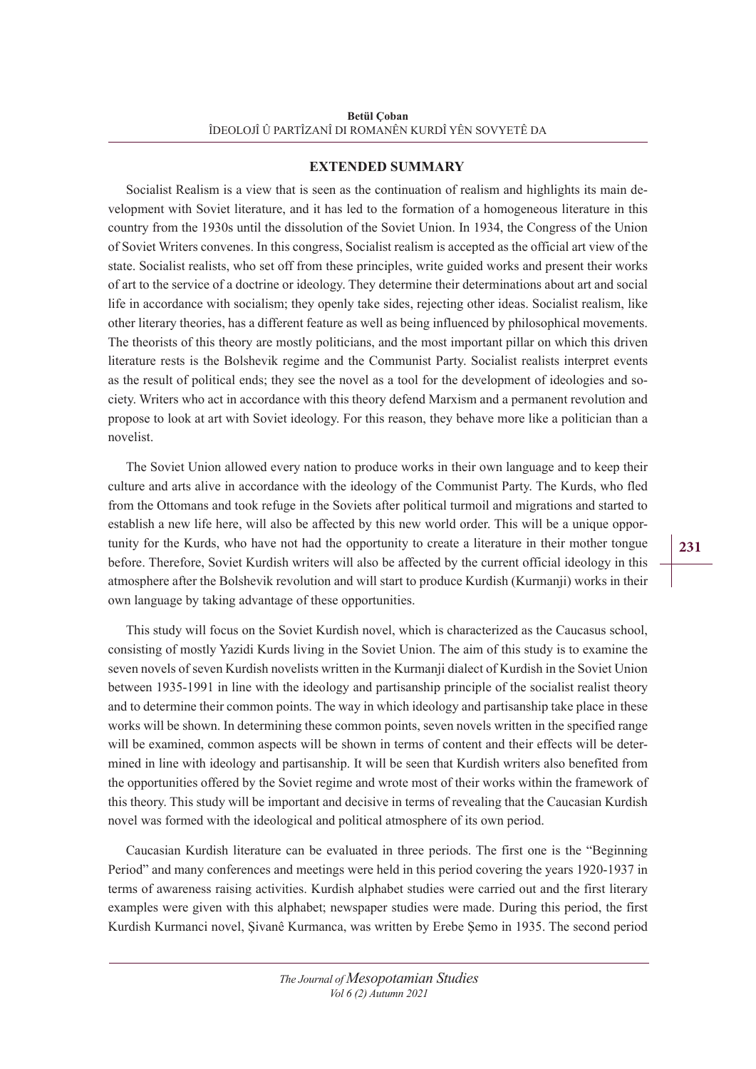## EXTENDED SUMMARY

Socialist Realism is a view that is seen as the continuation of realism and highlights its main development with Soviet literature, and it has led to the formation of a homogeneous literature in this country from the 1930s until the dissolution of the Soviet Union. In 1934, the Congress of the Union of Soviet Writers convenes. In this congress, Socialist realism is accepted as the official art view of the state. Socialist realists, who set off from these principles, write guided works and present their works of art to the service of a doctrine or ideology. They determine their determinations about art and social life in accordance with socialism; they openly take sides, rejecting other ideas. Socialist realism, like other literary theories, has a different feature as well as being influenced by philosophical movements. The theorists of this theory are mostly politicians, and the most important pillar on which this driven literature rests is the Bolshevik regime and the Communist Party. Socialist realists interpret events as the result of political ends; they see the novel as a tool for the development of ideologies and society. Writers who act in accordance with this theory defend Marxism and a permanent revolution and propose to look at art with Soviet ideology. For this reason, they behave more like a politician than a novelist.

The Soviet Union allowed every nation to produce works in their own language and to keep their culture and arts alive in accordance with the ideology of the Communist Party. The Kurds, who fled from the Ottomans and took refuge in the Soviets after political turmoil and migrations and started to establish a new life here, will also be affected by this new world order. This will be a unique opportunity for the Kurds, who have not had the opportunity to create a literature in their mother tongue before. Therefore, Soviet Kurdish writers will also be affected by the current official ideology in this atmosphere after the Bolshevik revolution and will start to produce Kurdish (Kurmanji) works in their own language by taking advantage of these opportunities.

This study will focus on the Soviet Kurdish novel, which is characterized as the Caucasus school, consisting of mostly Yazidi Kurds living in the Soviet Union. The aim of this study is to examine the seven novels of seven Kurdish novelists written in the Kurmanji dialect of Kurdish in the Soviet Union between 1935-1991 in line with the ideology and partisanship principle of the socialist realist theory and to determine their common points. The way in which ideology and partisanship take place in these works will be shown. In determining these common points, seven novels written in the specified range will be examined, common aspects will be shown in terms of content and their effects will be determined in line with ideology and partisanship. It will be seen that Kurdish writers also benefited from the opportunities offered by the Soviet regime and wrote most of their works within the framework of this theory. This study will be important and decisive in terms of revealing that the Caucasian Kurdish novel was formed with the ideological and political atmosphere of its own period.

Caucasian Kurdish literature can be evaluated in three periods. The first one is the "Beginning Period" and many conferences and meetings were held in this period covering the years 1920-1937 in terms of awareness raising activities. Kurdish alphabet studies were carried out and the first literary examples were given with this alphabet; newspaper studies were made. During this period, the first Kurdish Kurmanci novel, Şivanê Kurmanca, was written by Erebe Şemo in 1935. The second period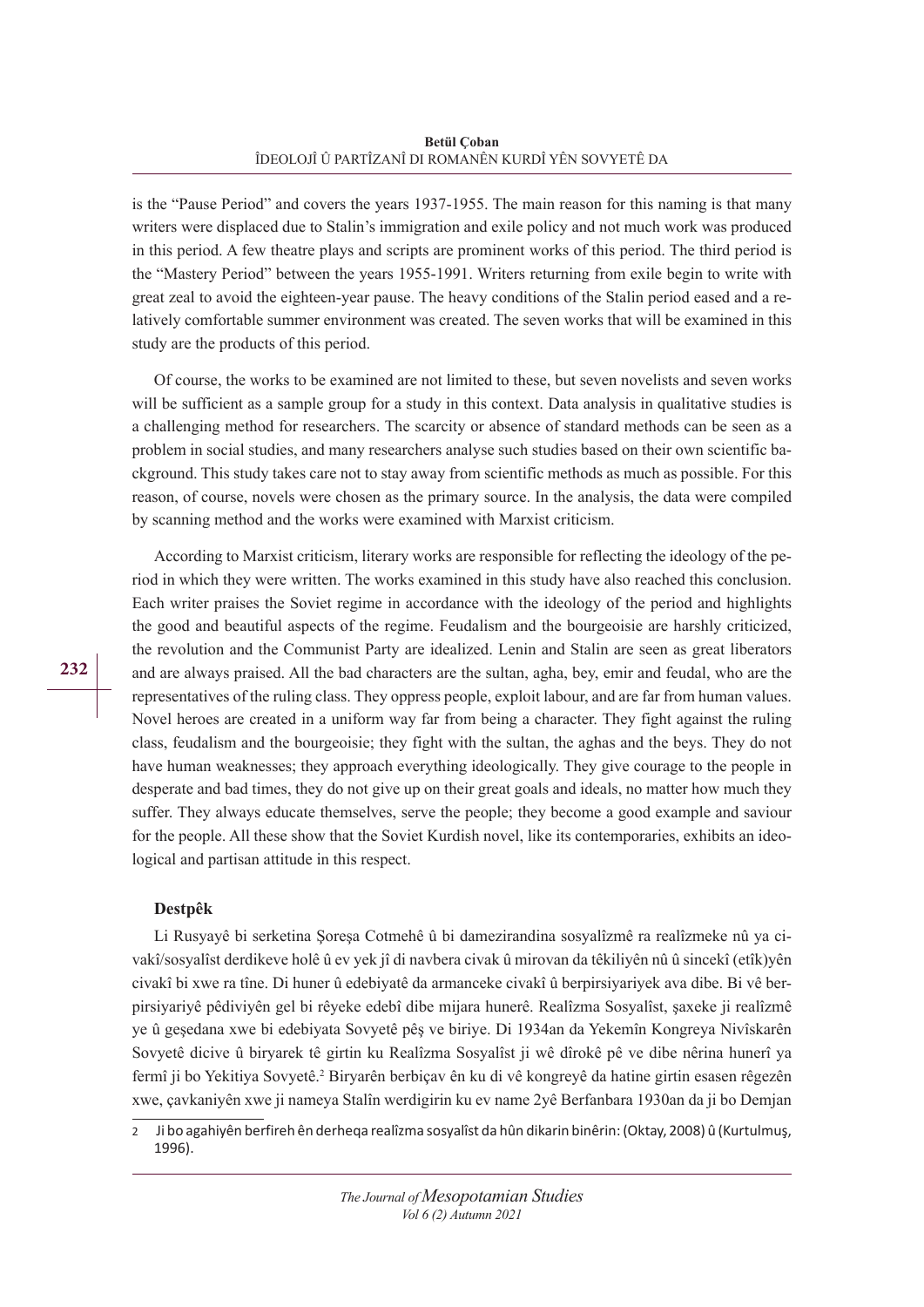is the "Pause Period" and covers the years 1937-1955. The main reason for this naming is that many writers were displaced due to Stalin's immigration and exile policy and not much work was produced in this period. A few theatre plays and scripts are prominent works of this period. The third period is the "Mastery Period" between the years 1955-1991. Writers returning from exile begin to write with great zeal to avoid the eighteen-year pause. The heavy conditions of the Stalin period eased and a relatively comfortable summer environment was created. The seven works that will be examined in this study are the products of this period.

Of course, the works to be examined are not limited to these, but seven novelists and seven works will be sufficient as a sample group for a study in this context. Data analysis in qualitative studies is a challenging method for researchers. The scarcity or absence of standard methods can be seen as a problem in social studies, and many researchers analyse such studies based on their own scientific background. This study takes care not to stay away from scientific methods as much as possible. For this reason, of course, novels were chosen as the primary source. In the analysis, the data were compiled by scanning method and the works were examined with Marxist criticism.

According to Marxist criticism, literary works are responsible for reflecting the ideology of the period in which they were written. The works examined in this study have also reached this conclusion. Each writer praises the Soviet regime in accordance with the ideology of the period and highlights the good and beautiful aspects of the regime. Feudalism and the bourgeoisie are harshly criticized, the revolution and the Communist Party are idealized. Lenin and Stalin are seen as great liberators and are always praised. All the bad characters are the sultan, agha, bey, emir and feudal, who are the representatives of the ruling class. They oppress people, exploit labour, and are far from human values. Novel heroes are created in a uniform way far from being a character. They fight against the ruling class, feudalism and the bourgeoisie; they fight with the sultan, the aghas and the beys. They do not have human weaknesses; they approach everything ideologically. They give courage to the people in desperate and bad times, they do not give up on their great goals and ideals, no matter how much they suffer. They always educate themselves, serve the people; they become a good example and saviour for the people. All these show that the Soviet Kurdish novel, like its contemporaries, exhibits an ideological and partisan attitude in this respect.

**Destpêk**

Li Rusyayê bi serketina Şoreşa Cotmehê û bi damezirandina sosyalîzmê ra realîzmeke nû ya civakî/sosyalîst derdikeve holê û ev yek jî di navbera civak û mirovan da têkiliyên nû û sincekî (etîk)yên civakî bi xwe ra tîne. Di huner û edebiyatê da armanceke civakî û berpirsiyariyek ava dibe. Bi vê berpirsiyariyê pêdiviyên gel bi rêyeke edebî dibe mijara hunerê. Realîzma Sosyalîst, şaxeke ji realîzmê ye û geşedana xwe bi edebiyata Sovyetê pêş ve biriye. Di 1934an da Yekemîn Kongreya Nivîskarên Sovyetê dicive û biryarek tê girtin ku Realîzma Sosyalîst ji wê dîrokê pê ve dibe nêrîna hunerî ya fermî ji bo Yekitiya Sovyetê.[2] Biryarên berbiçav ên ku di vê kongreyê da hatine girtin esasen rêgezên xwe, çavkaniyên xwe ji nameya Stalîn werdigirin ku ev name 2yê Berfanbara 1930an da ji bo Demjan

[2] Ji bo agahiyên berfireh ên derheqa realîzma sosyalîst da hûn dikarin binêrin: (Oktay, 2008) û (Kurtulmuş, 1996).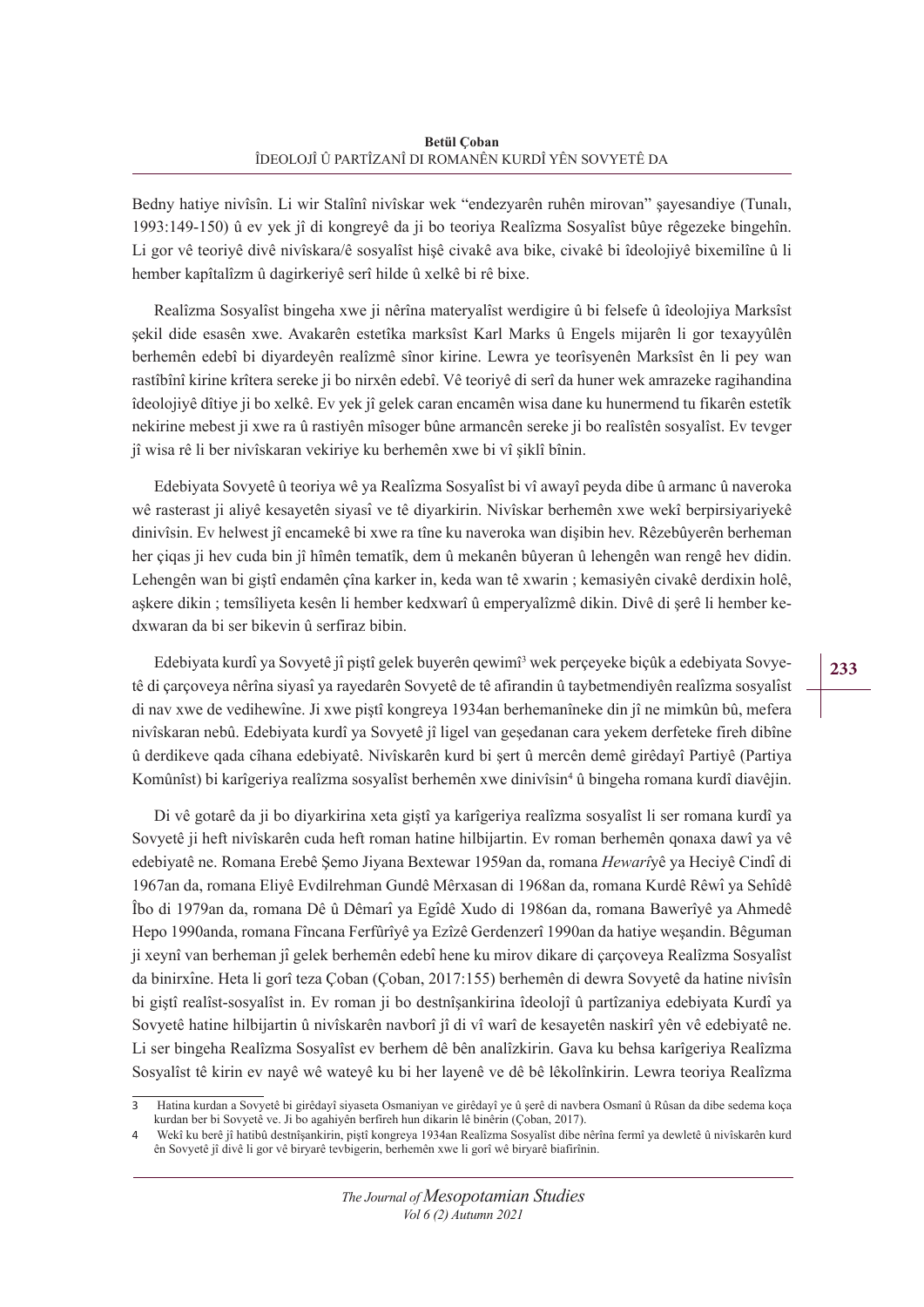Bedny hatiye nivîsîn. Li wir Stalînî nivîskar wek "endezyarên ruhên mirovan" şayesandiye (Tunalı, 1993:149-150) û ev yek jî di kongreyê da ji bo teoriya Realîzma Sosyalîst bûye rêgezeke bingehîn. Li gor vê teoriyê divê nivîskara/ê sosyalîst hişê civakê ava bike, civakê bi îdeolojiyê bixemilîne û li hember kapîtalîzm û dagirkeriyê serî hilde û xelkê bi rê bixe.

Realîzma Sosyalîst bingeha xwe ji nêrîna materyalîst werdigire û bi felsefe û îdeolojiya Marksîst şekil dide esasên xwe. Avakarên estetîka marksîst Karl Marks û Engels mijarên li gor texayyûlên berhemên edebî bi diyardeyên realîzmê sînor kirine. Lewra ye teorîsyenên Marksîst ên li pey wan rastîbînî kirine krîtera sereke ji bo nirxên edebî. Vê teoriyê di serî da huner wek amrazeke ragihandina îdeolojiyê dîtiye ji bo xelkê. Ev yek jî gelek caran encamên wisa dane ku hunermend tu fikarên estetîk nekirine mebest ji xwe ra û rastiyên mîsoger bûne armancên sereke ji bo realîstên sosyalîst. Ev tevger jî wisa rê li ber nivîskaran vekiriye ku berhemên xwe bi vî şiklî bînin.

Edebiyata Sovyetê û teoriya wê ya Realîzma Sosyalîst bi vî awayî peyda dibe û armanc û naveroka wê rasterast ji aliyê kesayetên siyasî ve tê diyarkirin. Nivîskar berhemên xwe wekî berpirsiyariyekê dinivîsin. Ev helwest jî encamekê bi xwe ra tîne ku naveroka wan dişibin hev. Rêzebûyerên berheman her çiqas ji hev cuda bin jî hîmên tematîk, dem û mekanên bûyeran û lehengên wan rengê hev didin. Lehengên wan bi giştî endamên çîna karker in, keda wan tê xwarin ; kemasiyên civakê derdixin holê, aşkere dikin ; temsîliyeta kesên li hember kedxwarî û emperyalîzmê dikin. Divê di şerê li hember kedxwaran da bi ser bikevin û serfiraz bibin.

Edebiyata kurdî ya Sovyetê jî piştî gelek buyerên qewimî[3] wek perçeyeke biçûk a edebiyata Sovyetê di çarçoveya nêrîna siyasî ya rayedarên Sovyetê de tê afirandin û taybetmendiyên realîzma sosyalîst di nav xwe de vedihewîne. Ji xwe piştî kongreya 1934an berhemanîneke din jî ne mimkûn bû, mefera nivîskaran nebû. Edebiyata kurdî ya Sovyetê jî ligel van geşedanan cara yekem derfeteke fireh dibîne û derdikeve qada cîhana edebiyatê. Nivîskarên kurd bi şert û mercên demê girêdayî Partiyê (Partiya Komûnîst) bi karîgeriya realîzma sosyalîst berhemên xwe dinivîsin[4] û bingeha romana kurdî diavêjin.

Di vê gotarê da ji bo diyarkirina xeta giştî ya karîgeriya realîzma sosyalîst li ser romana kurdî ya Sovyetê ji heft nivîskarên cuda heft roman hatine hilbijartin. Ev roman berhemên qonaxa dawî ya vê edebiyatê ne. Romana Erebê Şemo Jiyana Bextewar 1959an da, romana *Hewarî*yê ya Heciyê Cindî di 1967an da, romana Eliyê Evdilrehman Gundê Mêrxasan di 1968an da, romana Kurdê Rêwî ya Sehîdê Îbo di 1979an da, romana Dê û Dêmarî ya Egîdê Xudo di 1986an da, romana Bawerîyê ya Ahmedê Hepo 1990anda, romana Fîncana Ferfûrîyê ya Ezîzê Gerdenzerî 1990an da hatiye weşandin. Bêguman ji xeynî van berheman jî gelek berhemên edebî hene ku mirov dikare di çarçoveya Realîzma Sosyalîst da binirxîne. Heta li gorî teza Çoban (Çoban, 2017:155) berhemên di dewra Sovyetê da hatine nivîsîn bi giştî realîst-sosyalîst in. Ev roman ji bo destnîşankirina îdeolojî û partîzaniya edebiyata Kurdî ya Sovyetê hatine hilbijartin û nivîskarên navborî jî di vî warî de kesayetên naskirî yên vê edebiyatê ne. Li ser bingeha Realîzma Sosyalîst ev berhem dê bên analîzkirin. Gava ku behsa karîgeriya Realîzma Sosyalîst tê kirin ev nayê wê wateyê ku bi her layenê ve dê bê lêkolînkirin. Lewra teoriya Realîzma

---

[3] Hatina kurdan a Sovyetê bi girêdayî siyaseta Osmaniyan ve girêdayî ye û şerê di navbera Osmanî û Rûsan da dibe sedema koça kurdan ber bi Sovyetê ve. Ji bo agahiyên berfireh hun dikarin lê binêrin (Çoban, 2017).

[4] Wekî ku berê jî hatibû destnîşankirin, piştî kongreya 1934an Realîzma Sosyalîst dibe nêrîna fermî ya dewletê û nivîskarên kurd ên Sovyetê jî divê li gor vê biryarê tevbigerin, berhemên xwe li gorî wê biryarê biafirînin.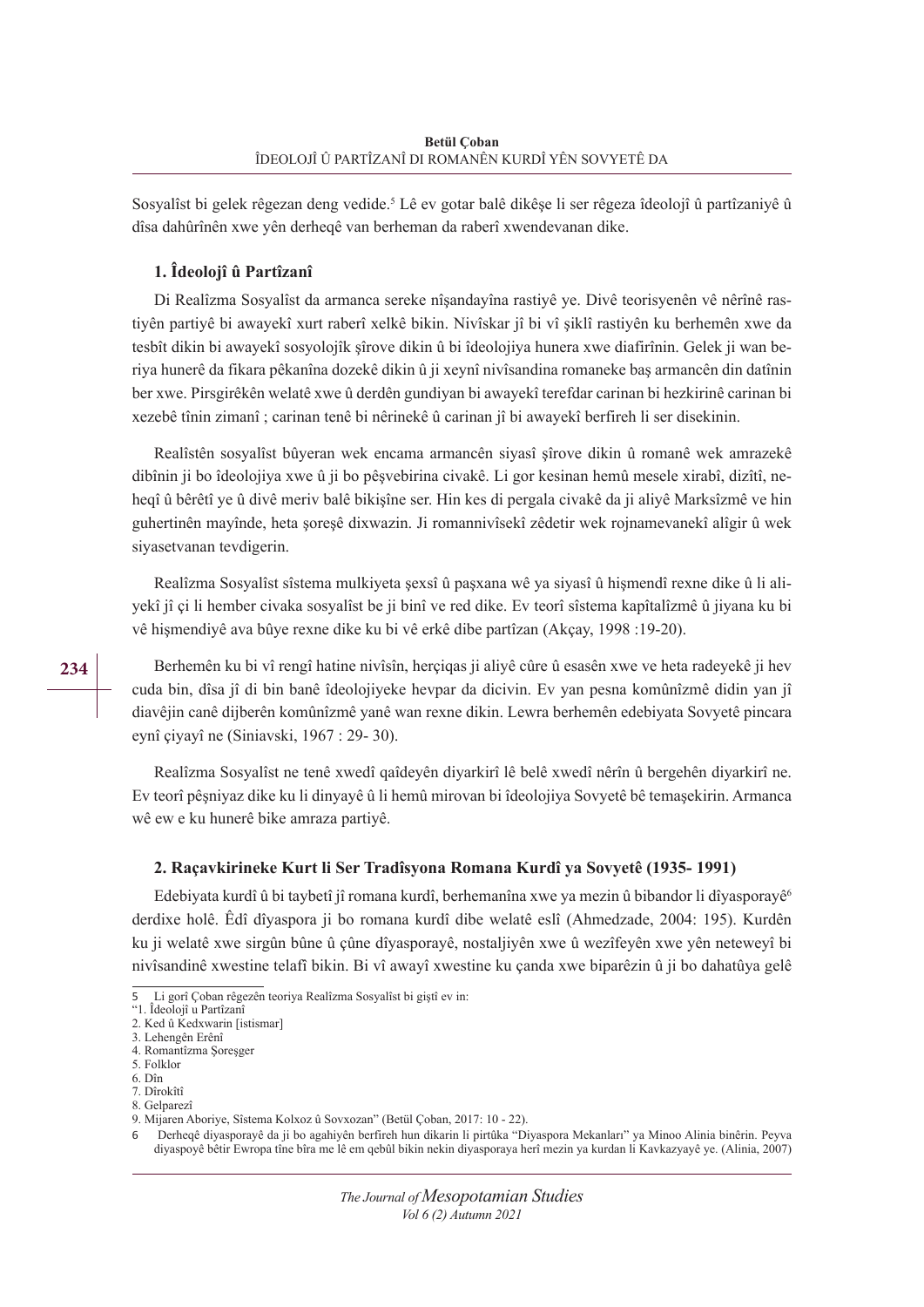Sosyalîst bi gelek rêgezan deng vedide.[5] Lê ev gotar balê dikêşe li ser rêgeza îdeolojî û partîzaniyê û dîsa dahûrînên xwe yên derheqê van berheman da raberî xwendevanan dike.

### 1. Îdeolojî û Partîzanî

Di Realîzma Sosyalîst da armanca sereke nîşandayîna rastiyê ye. Divê teorisyenên vê nêrînê rastiyên partiyê bi awayekî xurt raberî xelkê bikin. Nivîskar jî bi vî şiklî rastiyên ku berhemên xwe da tesbît dikin bi awayekî sosyolojîk şîrove dikin û bi îdeolojiya hunera xwe diafirînin. Gelek ji wan beriya hunerê da fikara pêkanîna dozekê dikin û ji xeynî nivîsandina romaneke baş armancên din datînin ber xwe. Pirsgirêkên welatê xwe û derdên gundiyan bi awayekî terefdar carinan bi hezkirinê carinan bi xezebê tînin zimanî ; carinan tenê bi nêrinekê û carinan jî bi awayekî berfireh li ser disekinin.

Realîstên sosyalîst bûyeran wek encama armancên siyasî şîrove dikin û romanê wek amrazekê dibînin ji bo îdeolojiya xwe û ji bo pêşvebirina civakê. Li gor kesinan hemû mesele xirabî, dizîtî, neheqî û bêrêtî ye û divê meriv balê bikişîne ser. Hin kes di pergala civakê da ji aliyê Marksîzmê ve hin guhertinên mayînde, heta şoreşê dixwazin. Ji romannivîsekî zêdetir wek rojnamevanekî alîgir û wek siyasetvanan tevdigerin.

Realîzma Sosyalîst sîstema mulkiyeta şexsî û paşxana wê ya siyasî û hişmendî rexne dike û li aliyekî jî çi li hember civaka sosyalîst be ji binî ve red dike. Ev teorî sîstema kapîtalîzmê û jiyana ku bi vê hişmendiyê ava bûye rexne dike ku bi vê erkê dibe partîzan (Akçay, 1998 :19-20).

Berhemên ku bi vî rengî hatine nivîsîn, herçiqas ji aliyê cûre û esasên xwe ve heta radeyekê ji hev cuda bin, dîsa jî di bin banê îdeolojiyeke hevpar da dicivin. Ev yan pesna komûnîzmê didin yan jî diavêjin canê dijberên komûnîzmê yanê wan rexne dikin. Lewra berhemên edebiyata Sovyetê pincara eynî çiyayî ne (Siniavski, 1967 : 29- 30).

Realîzma Sosyalîst ne tenê xwedî qaîdeyên diyarkirî lê belê xwedî nêrîn û bergehên diyarkirî ne. Ev teorî pêşniyaz dike ku li dinyayê û li hemû mirovan bi îdeolojiya Sovyetê bê temaşekirin. Armanca wê ew e ku hunerê bike amraza partiyê.

### 2. Raçavkirineke Kurt li Ser Tradîsyona Romana Kurdî ya Sovyetê (1935- 1991)

Edebiyata kurdî û bi taybetî jî romana kurdî, berhemanîna xwe ya mezin û bibandor li dîyasporayê[6] derdixe holê. Êdî dîyaspora ji bo romana kurdî dibe welatê eslî (Ahmedzade, 2004: 195). Kurdên ku ji welatê xwe sirgûn bûne û çûne dîyasporayê, nostaljiyên xwe û wezîfeyên xwe yên neteweyî bi nivîsandinê xwestine telafî bikin. Bi vî awayî xwestine ku çanda xwe biparêzin û ji bo dahatûya gelê

---

5 Li gorî Çoban rêgezên teoriya Realîzma Sosyalîst bi giştî ev in:
"1. Îdeolojî u Partîzanî
2. Ked û Kedxwarin [istismar]
3. Lehengên Erênî
4. Romantîzma Şoreşger
5. Folklor
6. Dîn
7. Dîrokîtî
8. Gelparezî
9. Mijaren Aboriye, Sîstema Kolxoz û Sovxozan" (Betül Çoban, 2017: 10 - 22).

6 Derheqê diyasporayê da ji bo agahiyên berfireh hun dikarin li pirtûka "Diyaspora Mekanları" ya Minoo Alinia binêrin. Peyva diyaspoyê bêtir Ewropa tîne bîra me lê em qebûl bikin nekin diyasporaya herî mezin ya kurdan li Kavkazyayê ye. (Alinia, 2007)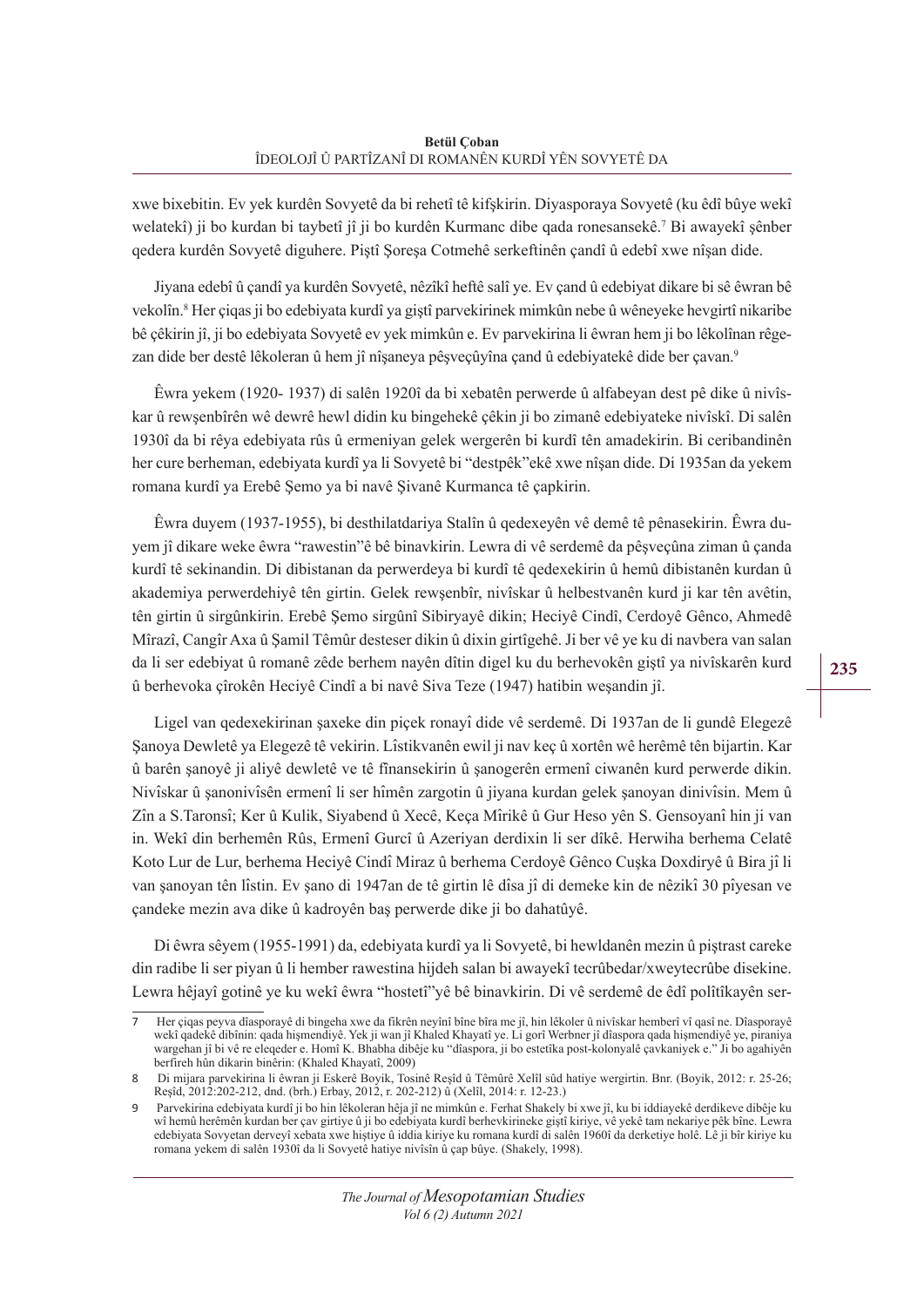xwe bixebitin. Ev yek kurdên Sovyetê da bi rehetî tê kifşkirin. Diyasporaya Sovyetê (ku êdî bûye wekî welatekî) ji bo kurdan bi taybetî jî ji bo kurdên Kurmanc dibe qada ronesansekê.[7] Bi awayekî şênber qedera kurdên Sovyetê diguhere. Piştî Şoreşa Cotmehê serkeftinên çandî û edebî xwe nîşan dide.

Jiyana edebî û çandî ya kurdên Sovyetê, nêzîkî heftê salî ye. Ev çand û edebiyat dikare bi sê êwran bê vekolîn.[8] Her çiqas ji bo edebiyata kurdî ya giştî parvekirinek mimkûn nebe û wêneyeke hevgirtî nikaribe bê çêkirin jî, ji bo edebiyata Sovyetê ev yek mimkûn e. Ev parvekirina li êwran hem ji bo lêkolînan rêgezan dide ber destê lêkoleran û hem jî nîşaneya pêşveçûyîna çand û edebiyatekê dide ber çavan.[9]

Êwra yekem (1920- 1937) di salên 1920î da bi xebatên perwerde û alfabeyan dest pê dike û nivîskar û rewşenbîrên wê dewrê hewl didin ku bingehekê çêkin ji bo zimanê edebiyateke nivîskî. Di salên 1930î da bi rêya edebiyata rûs û ermeniyan gelek wergerên bi kurdî tên amadekirin. Bi ceribandinên her cure berheman, edebiyata kurdî ya li Sovyetê bi "destpêk"ekê xwe nîşan dide. Di 1935an da yekem romana kurdî ya Erebê Şemo ya bi navê Şivanê Kurmanca tê çapkirin.

Êwra duyem (1937-1955), bi desthilatdariya Stalîn û qedexeyên vê demê tê pênasekirin. Êwra duyem jî dikare weke êwra "rawestin"ê bê binavkirin. Lewra di vê serdemê da pêşveçûna ziman û çanda kurdî tê sekinandin. Di dibistanan da perwerdeya bi kurdî tê qedexekirin û hemû dibistanên kurdan û akademiya perwerdehiyê tên girtin. Gelek rewşenbîr, nivîskar û helbestvanên kurd ji kar tên avêtin, tên girtin û sirgûnkirin. Erebê Şemo sirgûnî Sibiryayê dikin; Heciyê Cindî, Cerdoyê Gênco, Ahmedê Mîrazî, Cangîr Axa û Şamil Têmûr desteser dikin û dixin girtîgehê. Ji ber vê ye ku di navbera van salan da li ser edebiyat û romanê zêde berhem nayên dîtin digel ku du berhevokên giştî ya nivîskarên kurd û berhevoka çîrokên Heciyê Cindî a bi navê Siva Teze (1947) hatibin weşandin jî.

Ligel van qedexekirinan şaxeke din piçek ronayî dide vê serdemê. Di 1937an de li gundê Elegezê Şanoya Dewletê ya Elegezê tê vekirin. Lîstikvanên ewil ji nav keç û xortên wê herêmê tên bijartin. Kar û barên şanoyê ji aliyê dewletê ve tê fînansekirin û şanogerên ermenî ciwanên kurd perwerde dikin. Nivîskar û şanonivîsên ermenî li ser hîmên zargotin û jiyana kurdan gelek şanoyan dinivîsin. Mem û Zîn a S.Taronsî; Ker û Kulik, Siyabend û Xecê, Keça Mîrikê û Gur Heso yên S. Gensoyanî hin ji van in. Wekî din berhemên Rûs, Ermenî Gurcî û Azeriyan derdixin li ser dîkê. Herwiha berhema Celatê Koto Lur de Lur, berhema Heciyê Cindî Miraz û berhema Cerdoyê Gênco Cuşka Doxdiryê û Bira jî li van şanoyan tên lîstin. Ev şano di 1947an de tê girtin lê dîsa jî di demeke kin de nêzikî 30 pîyesan ve çandeke mezin ava dike û kadroyên baş perwerde dike ji bo dahatûyê.

Di êwra sêyem (1955-1991) da, edebiyata kurdî ya li Sovyetê, bi hewldanên mezin û piştrast careke din radibe li ser piyan û li hember rawestina hijdeh salan bi awayekî tecrûbedar/xweytecrûbe disekine. Lewra hêjayî gotinê ye ku wekî êwra "hostetî"yê bê binavkirin. Di vê serdemê de êdî polîtîkayên ser-

---

7 Her çiqas peyva dîasporayê di bingeha xwe da fikrên neyînî bîne bîra me jî, hin lêkoler û nivîskar hemberî vî qasî ne. Dîasporayê wekî qadekê dibînin: qada hişmendiyê. Yek ji wan jî Khaled Khayatî ye. Li gorî Werbner jî dîaspora qada hişmendiyê ye, piraniya wargehan jî bi vê re eleqeder e. Homî K. Bhabha dibêje ku "dîaspora, ji bo estetîka post-kolonyalê çavkaniyek e." Ji bo agahiyên berfireh hûn dikarin binêrin: (Khaled Khayati, 2009)

8 Di mijara parvekirina li êwran ji Eskerê Boyik, Tosinê Reşîd û Têmûrê Xelîl sûd hatiye wergirtin. Bnr. (Boyik, 2012: r. 25-26; Reşîd, 2012:202-212), dnd. (brh.) Erbay, 2012, r. 202-212) û (Xelîl, 2014: r. 12-23.)

9 Parvekirina edebiyata kurdî ji bo hin lêkoleran hêja jî ne mimkûn e. Ferhat Shakely bi xwe jî, ku bi iddiayekê derdikeve dibêje ku wî hemû herêmên kurdan ber çav girtiye û ji bo edebiyata kurdî berhevkirineke giştî kiriye, vê yekê tam nekariye pêk bîne. Lewra edebiyata Sovyetan derveyî xebata xwe hiştiye û iddia kiriye ku romana kurdî di salên 1960î da derketiye holê. Lê ji bîr kiriye ku romana yekem di salên 1930î da li Sovyetê hatiye nivîsîn û çap bûye. (Shakely, 1998).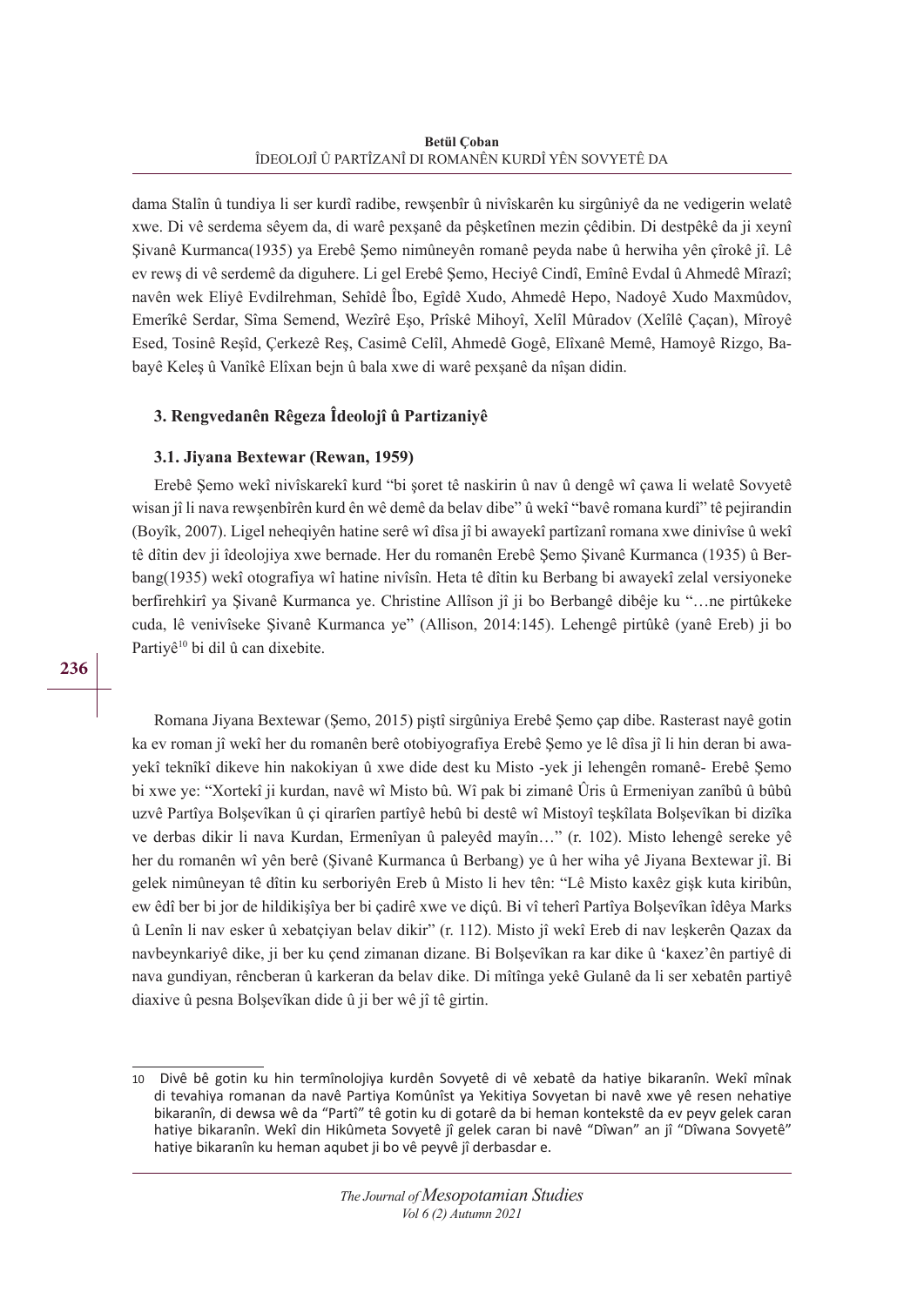dama Stalîn û tundiya li ser kurdî radibe, rewşenbîr û nivîskarên ku sirgûniyê da ne vedigerin welatê xwe. Di vê serdema sêyem da, di warê pexşanê da pêşketînen mezin çêdibin. Di destpêkê da ji xeynî Şivanê Kurmanca(1935) ya Erebê Şemo nimûneyên romanê peyda nabe û herwiha yên çîrokê jî. Lê ev rewş di vê serdemê da diguhere. Li gel Erebê Şemo, Heciyê Cindî, Emînê Evdal û Ahmedê Mîrazî; navên wek Eliyê Evdilrehman, Sehîdê Îbo, Egîdê Xudo, Ahmedê Hepo, Nadoyê Xudo Maxmûdov, Emerîkê Serdar, Sîma Semend, Wezîrê Eşo, Prîskê Mihoyî, Xelîl Mûradov (Xelîlê Çaçan), Mîroyê Esed, Tosinê Reşîd, Çerkezê Reş, Casimê Celîl, Ahmedê Gogê, Elîxanê Memê, Hamoyê Rizgo, Babayê Keleş û Vanîkê Elîxan bejn û bala xwe di warê pexşanê da nîşan didin.

### 3. Rengvedanên Rêgeza Îdeolojî û Partizaniyê

#### 3.1. Jiyana Bextewar (Rewan, 1959)

Erebê Şemo wekî nivîskarekî kurd "bi şoret tê naskirin û nav û dengê wî çawa li welatê Sovyetê wisan jî li nava rewşenbîrên kurd ên wê demê da belav dibe" û wekî "bavê romana kurdî" tê pejirandin (Boyîk, 2007). Ligel neheqiyên hatine serê wî dîsa jî bi awayekî partîzanî romana xwe dinivîse û wekî tê dîtin dev ji îdeolojiya xwe bernade. Her du romanên Erebê Şemo Şivanê Kurmanca (1935) û Berbang(1935) wekî otografiya wî hatine nivîsîn. Heta tê dîtin ku Berbang bi awayekî zelal versiyoneke berfirehkirî ya Şivanê Kurmanca ye. Christine Allîson jî ji bo Berbangê dibêje ku "…ne pirtûkeke cuda, lê venivîseke Şivanê Kurmanca ye" (Allison, 2014:145). Lehengê pirtûkê (yanê Ereb) ji bo Partiyê[10] bi dil û can dixebite.

Romana Jiyana Bextewar (Şemo, 2015) piştî sirgûniya Erebê Şemo çap dibe. Rasterast nayê gotin ka ev roman jî wekî her du romanên berê otobiyografiya Erebê Şemo ye lê dîsa jî li hin deran bi awayekî teknîkî dikeve hin nakokiyan û xwe dide dest ku Misto -yek ji lehengên romanê- Erebê Şemo bi xwe ye: "Xortekî ji kurdan, navê wî Misto bû. Wî pak bi zimanê Ûris û Ermeniyan zanîbû û bûbû uzvê Partîya Bolşevîkan û çi qirarîen partîyê hebû bi destê wî Mistoyî teşkîlata Bolşevîkan bi dizîka ve derbas dikir li nava Kurdan, Ermenîyan û paleyêd mayîn…" (r. 102). Misto lehengê sereke yê her du romanên wî yên berê (Şivanê Kurmanca û Berbang) ye û her wiha yê Jiyana Bextewar jî. Bi gelek nimûneyan tê dîtin ku serboriyên Ereb û Misto li hev tên: "Lê Misto kaxêz gişk kuta kiribûn, ew êdî ber bi jor de hildikişîya ber bi çadirê xwe ve diçû. Bi vî teherî Partîya Bolşevîkan îdêya Marks û Lenîn li nav esker û xebatçiyan belav dikir" (r. 112). Misto jî wekî Ereb di nav leşkerên Qazax da navbeynkariyê dike, ji ber ku çend zimanan dizane. Bi Bolşevîkan ra kar dike û 'kaxez'ên partiyê di nava gundiyan, rêncberan û karkeran da belav dike. Di mîtînga yekê Gulanê da li ser xebatên partiyê diaxive û pesna Bolşevîkan dide û ji ber wê jî tê girtin.

---

[10] Divê bê gotin ku hin termînolojiya kurdên Sovyetê di vê xebatê da hatiye bikaranîn. Wekî mînak di tevahiya romanan da navê Partiya Komûnîst ya Yekitiya Sovyetan bi navê xwe yê resen nehatiye bikaranîn, di dewsa wê da "Partî" tê gotin ku di gotarê da bi heman kontekstê da ev peyv gelek caran hatiye bikaranîn. Wekî din Hikûmeta Sovyetê jî gelek caran bi navê "Dîwan" an jî "Dîwana Sovyetê" hatiye bikaranîn ku heman aqubet ji bo vê peyvê jî derbasdar e.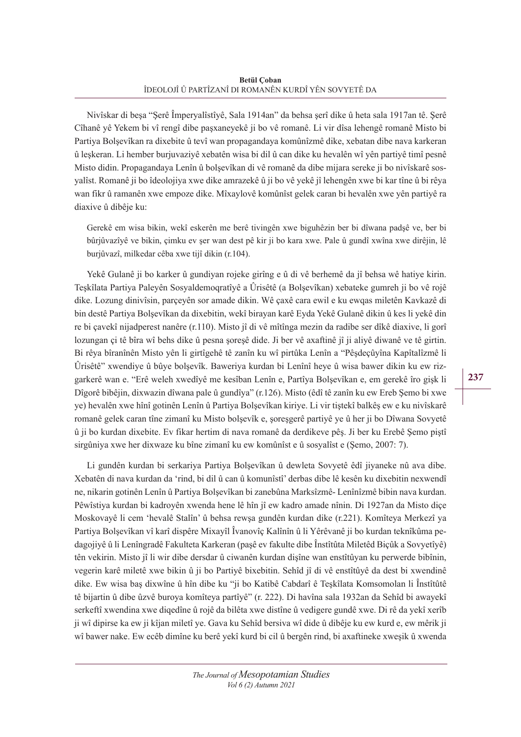Nivîskar di beşa “Şerê Împeryalîstîyê, Sala 1914an” da behsa şerî dike û heta sala 1917an tê. Şerê Cîhanê yê Yekem bi vî rengî dibe paşxaneyekê ji bo vê romanê. Li vir dîsa lehengê romanê Misto bi Partiya Bolşevîkan ra dixebite û tevî wan propagandaya komûnîzmê dike, xebatan dibe nava karkeran û leşkeran. Li hember burjuvaziyê xebatên wisa bi dil û can dike ku hevalên wî yên partiyê timî pesnê Misto didin. Propagandaya Lenîn û bolşevîkan di vê romanê da dibe mijara sereke ji bo nivîskarê sosyalîst. Romanê ji bo îdeolojiya xwe dike amrazekê û ji bo vê yekê jî lehengên xwe bi kar tîne û bi rêya wan fikr û ramanên xwe empoze dike. Mîxaylovê komûnîst gelek caran bi hevalên xwe yên partiyê ra diaxive û dibêje ku:

> Gerekê em wisa bikin, wekî eskerên me berê tivingên xwe biguhêzin ber bi dîwana padşê ve, ber bi bûrjûvazîyê ve bikin, çimku ev şer wan dest pê kir ji bo kara xwe. Pale û gundî xwîna xwe dirêjin, lê burjûvazî, milkedar cêba xwe tijî dikin (r.104).

Yekê Gulanê ji bo karker û gundiyan rojeke girîng e û di vê berhemê da jî behsa wê hatiye kirin. Teşkîlata Partiya Paleyên Sosyaldemoqratîyê a Ûrisêtê (a Bolşevîkan) xebateke gumreh ji bo vê rojê dike. Lozung dinivîsin, parçeyên sor amade dikin. Wê çaxê cara ewil e ku ewqas miletên Kavkazê di bin destê Partiya Bolşevîkan da dixebitin, wekî birayan karê Eyda Yekê Gulanê dikin û kes li yekê din re bi çavekî nijadperest nanêre (r.110). Misto jî di vê mîtînga mezin da radibe ser dîkê diaxive, li gorî lozungan çi tê bîra wî behs dike û pesna şoreşê dide. Ji ber vê axaftinê jî ji aliyê diwanê ve tê girtin. Bi rêya bîranînên Misto yên li girtîgehê tê zanîn ku wî pirtûka Lenîn a “Pêşdeçûyîna Kapîtalîzmê li Ûrisêtê” xwendiye û bûye bolşevîk. Baweriya kurdan bi Lenînî heye û wisa bawer dikin ku ew rizgarkerê wan e. “Erê weleh xwedîyê me kesîban Lenîn e, Partîya Bolşevîkan e, em gerekê îro gişk li Dîgorê bibêjin, dixwazin dîwana pale û gundîya” (r.126). Misto (êdî tê zanîn ku ew Ereb Şemo bi xwe ye) hevalên xwe hînî gotinên Lenîn û Partiya Bolşevîkan kiriye. Li vir tiştekî balkêş ew e ku nivîskarê romanê gelek caran tîne zimanî ku Misto bolşevîk e, şoreşgerê partiyê ye û her ji bo Dîwana Sovyetê û ji bo kurdan dixebite. Ev fikar hertim di nava romanê da derdikeve pêş. Ji ber ku Erebê Şemo piştî sirgûniya xwe her dixwaze ku bîne zimanî ku ew komûnîst e û sosyalîst e (Şemo, 2007: 7).

Li gundên kurdan bi serkariya Partiya Bolşevîkan û dewleta Sovyetê êdî jiyaneke nû ava dibe. Xebatên di nava kurdan da ‘rind, bi dil û can û komunîstî’ derbas dibe lê kesên ku dixebitin nexwendî ne, nikarin gotinên Lenîn û Partiya Bolşevîkan bi zanebûna Marksîzmê- Lenînîzmê bibin nava kurdan. Pêwîstiya kurdan bi kadroyên xwenda hene lê hîn jî ew kadro amade nînin. Di 1927an da Misto diçe Moskovayê li cem ‘hevalê Stalîn’ û behsa rewşa gundên kurdan dike (r.221). Komîteya Merkezî ya Partiya Bolşevîkan vî karî dispêre Mixayîl Îvanovîç Kalînîn û li Yêrêvanê ji bo kurdan teknîkûma pedagojiyê û li Lenîngradê Fakulteta Karkeran (paşê ev fakulte dibe Înstîtûta Miletêd Biçûk a Sovyetîyê) tên vekirin. Misto jî li wir dibe dersdar û ciwanên kurdan dişîne wan enstîtûyan ku perwerde bibînin, vegerin karê miletê xwe bikin û ji bo Partiyê bixebitin. Sehîd jî di vê enstîtûyê da dest bi xwendinê dike. Ew wisa baş dixwîne û hîn dibe ku “ji bo Katibê Cabdarî ê Teşkîlata Komsomolan li Înstîtûtê tê bijartin û dibe ûzvê buroya komîteya partîyê” (r. 222). Di havîna sala 1932an da Sehîd bi awayekî serkeftî xwendina xwe diqedîne û rojê da bilêta xwe distîne û vedigere gundê xwe. Di rê da yekî xerîb ji wî dipirse ka ew ji kîjan miletî ye. Gava ku Sehîd bersiva wî dide û dibêje ku ew kurd e, ew mêrik ji wî bawer nake. Ew ecêb dimîne ku berê yekî kurd bi cil û bergên rind, bi axaftineke xweşik û xwenda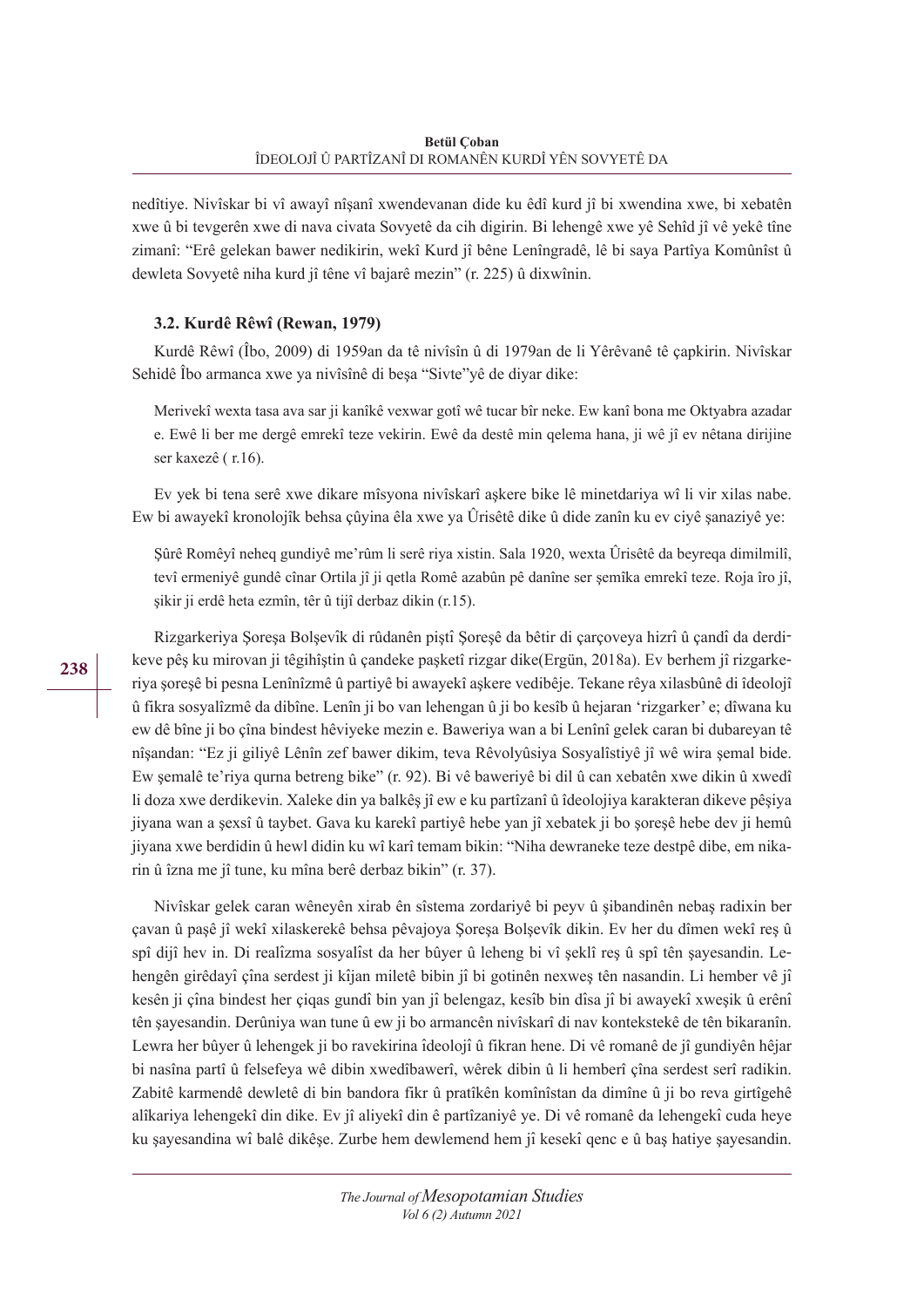nedîtiye. Nivîskar bi vî awayî nîşanî xwendevanan dide ku êdî kurd jî bi xwendina xwe, bi xebatên xwe û bi tevgerên xwe di nava civata Sovyetê da cih digirin. Bi lehengê xwe yê Sehîd jî vê yekê tîne zimanî: "Erê gelekan bawer nedikirin, wekî Kurd jî bêne Lenîngradê, lê bi saya Partîya Komûnîst û dewleta Sovyetê niha kurd jî têne vî bajarê mezin" (r. 225) û dixwînin.

### 3.2. Kurdê Rêwî (Rewan, 1979)

Kurdê Rêwî (Îbo, 2009) di 1959an da tê nivîsîn û di 1979an de li Yêrêvanê tê çapkirin. Nivîskar Sehidê Îbo armanca xwe ya nivîsînê di beşa "Sivte"yê de diyar dike:

> Merivekî wexta tasa ava sar ji kanîkê vexwar gotî wê tucar bîr neke. Ew kanî bona me Oktyabra azadar e. Ewê li ber me dergê emrekî teze vekirin. Ewê da destê min qelema hana, ji wê jî ev nêtana dirijine ser kaxezê ( r.16).

Ev yek bi tena serê xwe dikare mîsyona nivîskarî aşkere bike lê minetdariya wî li vir xilas nabe. Ew bi awayekî kronolojîk behsa çûyina êla xwe ya Ûrisêtê dike û dide zanîn ku ev ciyê şanaziyê ye:

> Şûrê Romêyî neheq gundiyê me'rûm li serê riya xistin. Sala 1920, wexta Ûrisêtê da beyreqa dimilmilî, tevî ermeniyê gundê cînar Ortila jî ji qetla Romê azabûn pê danîne ser şemîka emrekî teze. Roja îro jî, şikir ji erdê heta ezmîn, têr û tijî derbaz dikin (r.15).

Rizgarkeriya Şoreşa Bolşevîk di rûdanên piştî Şoreşê da bêtir di çarçoveya hizrî û çandî da derdikeve pêş ku mirovan ji têgihîştin û çandeke paşketî rizgar dike(Ergün, 2018a). Ev berhem jî rizgarkeriya şoreşê bi pesna Lenînîzmê û partiyê bi awayekî aşkere vedibêje. Tekane rêya xilasbûnê di îdeolojî û fikra sosyalîzmê da dibîne. Lenîn ji bo van lehengan û ji bo kesîb û hejaran 'rizgarker' e; dîwana ku ew dê bîne ji bo çîna bindest hêviyeke mezin e. Baweriya wan a bi Lenînî gelek caran bi dubareyan tê nîşandan: "Ez ji giliyê Lênîn zef bawer dikim, teva Rêvolyûsiya Sosyalîstiyê jî wê wira şemal bide. Ew şemalê te'riya qurna betreng bike" (r. 92). Bi vê baweriyê bi dil û can xebatên xwe dikin û xwedî li doza xwe derdikevin. Xaleke din ya balkêş jî ew e ku partîzanî û îdeolojiya karakteran dikeve pêşiya jiyana wan a şexsî û taybet. Gava ku karekî partiyê hebe yan jî xebatek ji bo şoreşê hebe dev ji hemû jiyana xwe berdidin û hewl didin ku wî karî temam bikin: "Niha dewraneke teze destpê dibe, em nikarin û îzna me jî tune, ku mîna berê derbaz bikin" (r. 37).

Nivîskar gelek caran wêneyên xirab ên sîstema zordariyê bi peyv û şibandinên nebaş radixin ber çavan û paşê jî wekî xilaskerekê behsa pêvajoya Şoreşa Bolşevîk dikin. Ev her du dîmen wekî reş û spî dijî hev in. Di realîzma sosyalîst da her bûyer û leheng bi vî şeklî reş û spî tên şayesandin. Lehengên girêdayî çîna serdest ji kîjan miletê bibin jî bi gotinên nexweş tên nasandin. Li hember vê jî kesên ji çîna bindest her çiqas gundî bin yan jî belengaz, kesîb bin dîsa jî bi awayekî xweşik û erênî tên şayesandin. Derûniya wan tune û ew jî bo armancên nivîskarî di nav kontekstekê de tên bikaranîn. Lewra her bûyer û lehengek ji bo ravekirina îdeolojî û fikran hene. Di vê romanê de jî gundiyên hêjar bi nasîna partî û felsefeya wê dibin xwedîbawerî, wêrek dibin û li hemberî çîna serdest serî radikin. Zabitê karmendê dewletê di bin bandora fikr û pratîkên komînîstan da dimîne û ji bo reva girtîgehê alîkariya lehengekî din dike. Ev jî aliyekî din ê partîzaniyê ye. Di vê romanê da lehengekî cuda heye ku şayesandina wî balê dikêşe. Zurbe hem dewlemend hem jî kesekî qenc e û baş hatiye şayesandin.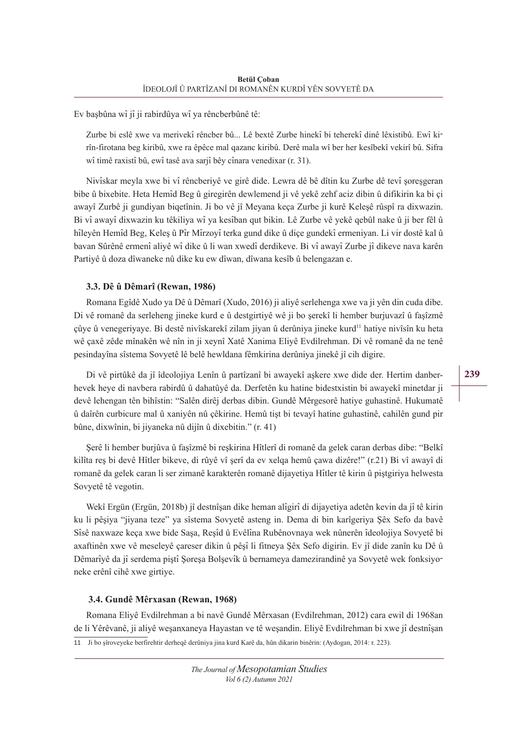Ev başbûna wî jî ji rabirdûya wî ya rêncberbûnê tê:

> Zurbe bi eslê xwe va merivekî rêncber bû... Lê bextê Zurbe hinekî bi teherekî dinê lêxistibû. Ewî kirîn-firotana beg kiribû, xwe ra êpêce mal qazanc kiribû. Derê mala wî ber her kesîbekî vekirî bû. Sifra wî timê raxistî bû, ewî tasê ava sarjî bêy cînara venedixar (r. 31).

Nivîskar meyla xwe bi vî rêncberiyê ve girê dide. Lewra dê bê dîtin ku Zurbe dê tevî şoreşgeran bibe û bixebite. Heta Hemîd Beg û giregirên dewlemend ji vê yekê zehf aciz dibin û difikirin ka bi çi awayî Zurbê ji gundiyan biqetînin. Ji bo vê jî Meyana keça Zurbe ji kurê Keleşê rûspî ra dixwazin. Bi vî awayî dixwazin ku têkiliya wî ya kesîban qut bikin. Lê Zurbe vê yekê qebûl nake û ji ber fêl û hîleyên Hemîd Beg, Keleş û Pîr Mîrzoyî terka gund dike û diçe gundekî ermeniyan. Li vir dostê kal û bavan Sûrênê ermenî aliyê wî dike û li wan xwedî derdikeve. Bi vî awayî Zurbe jî dikeve nava karên Partiyê û doza dîwaneke nû dike ku ew dîwan, dîwana kesîb û belengazan e.

### 3.3. Dê û Dêmarî (Rewan, 1986)

Romana Egîdê Xudo ya Dê û Dêmarî (Xudo, 2016) ji aliyê serlehenga xwe va ji yên din cuda dibe. Di vê romanê da serleheng jineke kurd e û destgirtiyê wê ji bo şerekî li hember burjuvazî û faşîzmê çûye û venegeriyaye. Bi destê nivîskarekî zilam jiyan û derûniya jineke kurd[11] hatiye nivîsîn ku heta wê çaxê zêde mînakên wê nîn in ji xeynî Xatê Xanima Eliyê Evdilrehman. Di vê romanê da ne tenê pesindayîna sîstema Sovyetê lê belê hewldana fêmkirina derûniya jinekê jî cih digire.

Di vê pirtûkê da jî îdeolojiya Lenîn û partîzanî bi awayekî aşkere xwe dide der. Hertim danberhevek heye di navbera rabirdû û dahatûyê da. Derfetên ku hatine bidestxistin bi awayekî minetdar ji devê lehengan tên bihîstin: "Salên dirêj derbas dibin. Gundê Mêrgesorê hatiye guhastinê. Hukumatê û daîrên curbicure mal û xaniyên nû çêkirine. Hemû tişt bi tevayî hatine guhastinê, cahilên gund pir bûne, dixwînin, bi jiyaneka nû dijîn û dixebitin." (r. 41)

Şerê li hember burjûva û faşîzmê bi reşkirina Hîtlerî di romanê da gelek caran derbas dibe: "Belkî kilîta reş bi devê Hîtler bikeve, di rûyê vî şerî da ev xelqa hemû çawa dizêre!" (r.21) Bi vî awayî di romanê da gelek caran li ser zimanê karakterên romanê dijayetiya Hîtler tê kirin û piştgiriya helwesta Sovyetê tê vegotin.

Wekî Ergün (Ergün, 2018b) jî destnîşan dike heman alîgirî di dijayetiya adetên kevin da jî tê kirin ku li pêşiya "jiyana teze" ya sîstema Sovyetê asteng in. Dema di bin karîgeriya Şêx Sefo da bavê Sîsê naxwaze keça xwe bide Saşa, Reşîd û Evêlîna Rubênovnaya wek nûnerên îdeolojiya Sovyetê bi axaftinên xwe vê meseleyê çareser dikin û pêşî li fitneya Şêx Sefo digirin. Ev jî dide zanîn ku Dê û Dêmarîyê da jî serdema piştî Şoreşa Bolşevîk û bernameya damezirandinê ya Sovyetê wek fonksiyoneke erênî cihê xwe girtiye.

### 3.4. Gundê Mêrxasan (Rewan, 1968)

Romana Eliyê Evdilrehman a bi navê Gundê Mêrxasan (Evdilrehman, 2012) cara ewil di 1968an de li Yêrêvanê, ji aliyê weşanxaneya Hayastan ve tê weşandin. Eliyê Evdilrehman bi xwe jî destnîşan

---

11 Ji bo şîroveyeke berfirehtir derheqê derûniya jina kurd Karê da, hûn dikarin binêrin: (Aydogan, 2014: r. 223).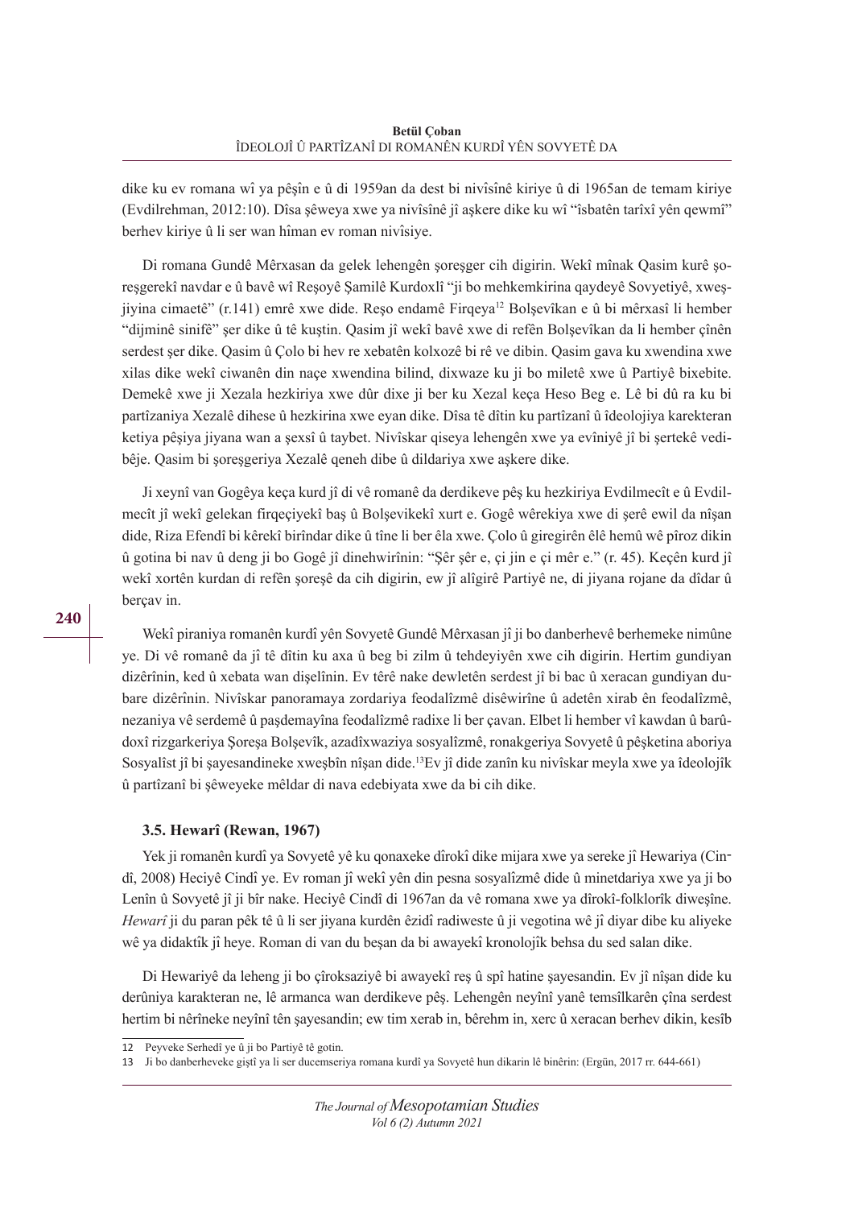dike ku ev romana wî ya pêşîn e û di 1959an da dest bi nivîsînê kiriye û di 1965an de temam kiriye (Evdilrehman, 2012:10). Dîsa şêweya xwe ya nivîsînê jî aşkere dike ku wî "îsbatên tarîxî yên qewmî" berhev kiriye û li ser wan hîman ev roman nivîsiye.

Di romana Gundê Mêrxasan da gelek lehengên şoreşger cih digirin. Wekî mînak Qasim kurê şoreşgerekî navdar e û bavê wî Reşoyê Şamilê Kurdoxlî "ji bo mehkemkirina qaydeyê Sovyetiyê, xweşjiyina cimaetê" (r.141) emrê xwe dide. Reşo endamê Firqeya[12] Bolşevîkan e û bi mêrxasî li hember "dijminê sinifê" şer dike û tê kuştin. Qasim jî wekî bavê xwe di refên Bolşevîkan da li hember çînên serdest şer dike. Qasim û Çolo bi hev re xebatên kolxozê bi rê ve dibin. Qasim gava ku xwendina xwe xilas dike wekî ciwanên din naçe xwendina bilind, dixwaze ku ji bo miletê xwe û Partiyê bixebite. Demekê xwe ji Xezala hezkiriya xwe dûr dixe ji ber ku Xezal keça Heso Beg e. Lê bi dû ra ku bi partîzaniya Xezalê dihese û hezkirina xwe eyan dike. Dîsa tê dîtin ku partîzanî û îdeolojiya karekteran ketiya pêşiya jiyana wan a şexsî û taybet. Nivîskar qiseya lehengên xwe ya evîniyê jî bi şertekê vedibêje. Qasim bi şoreşgeriya Xezalê qeneh dibe û dildariya xwe aşkere dike.

Ji xeynî van Gogêya keça kurd jî di vê romanê da derdikeve pêş ku hezkiriya Evdilmecît e û Evdilmecît jî wekî gelekan firqeçiyekî baş û Bolşevikekî xurt e. Gogê wêrekiya xwe di şerê ewil da nîşan dide, Riza Efendî bi kêrekî birîndar dike û tîne li ber êla xwe. Çolo û giregirên êlê hemû wê pîroz dikin û gotina bi nav û deng ji bo Gogê jî dinehwirînin: "Şêr şêr e, çi jin e çi mêr e." (r. 45). Keçên kurd jî wekî xortên kurdan di refên şoreşê da cih digirin, ew jî alîgirê Partiyê ne, di jiyana rojane da dîdar û berçav in.

Wekî piraniya romanên kurdî yên Sovyetê Gundê Mêrxasan jî ji bo danberhevê berhemeke nimûne ye. Di vê romanê da jî tê dîtin ku axa û beg bi zilm û tehdeyiyên xwe cih digirin. Hertim gundiyan dizêrînin, ked û xebata wan dişelînin. Ev têrê nake dewletên serdest jî bi bac û xeracan gundiyan dubare dizêrînin. Nivîskar panoramaya zordariya feodalîzmê disêwirîne û adetên xirab ên feodalîzmê, nezaniya vê serdemê û paşdemayîna feodalîzmê radixe li ber çavan. Elbet li hember vî kawdan û barûdoxî rizgarkeriya Şoreşa Bolşevîk, azadîxwaziya sosyalîzmê, ronakgeriya Sovyetê û pêşketina aboriya Sosyalîst jî bi şayesandineke xweşbîn nîşan dide.[13] Ev jî dide zanîn ku nivîskar meyla xwe ya îdeolojîk û partîzanî bi şêweyeke mêldar di nava edebiyata xwe da bi cih dike.

### 3.5. Hewarî (Rewan, 1967)

Yek ji romanên kurdî ya Sovyetê yê ku qonaxeke dîrokî dike mijara xwe ya sereke jî Hewariya (Cindî, 2008) Heciyê Cindî ye. Ev roman jî wekî yên din pesna sosyalîzmê dide û minetdariya xwe ya ji bo Lenîn û Sovyetê jî ji bîr nake. Heciyê Cindî di 1967an da vê romana xwe ya dîrokî-folklorîk diweşîne. *Hewarî* ji du paran pêk tê û li ser jiyana kurdên êzidî radiweste û ji vegotina wê jî diyar dibe ku aliyeke wê ya didaktîk jî heye. Roman di van du beşan da bi awayekî kronolojîk behsa du sed salan dike.

Di Hewariyê da leheng ji bo çîroksaziyê bi awayekî reş û spî hatine şayesandin. Ev jî nîşan dide ku derûniya karakteran ne, lê armanca wan derdikeve pêş. Lehengên neyînî yanê temsîlkarên çîna serdest hertim bi nêrîneke neyînî tên şayesandin; ew tim xerab in, bêrehm in, xerc û xeracan berhev dikin, kesîb

---

12 Peyveke Serhedî ye û ji bo Partiyê tê gotin.

13 Ji bo danberheveke giştî ya li ser ducemseriya romana kurdî ya Sovyetê hun dikarin lê binêrin: (Ergün, 2017 rr. 644-661)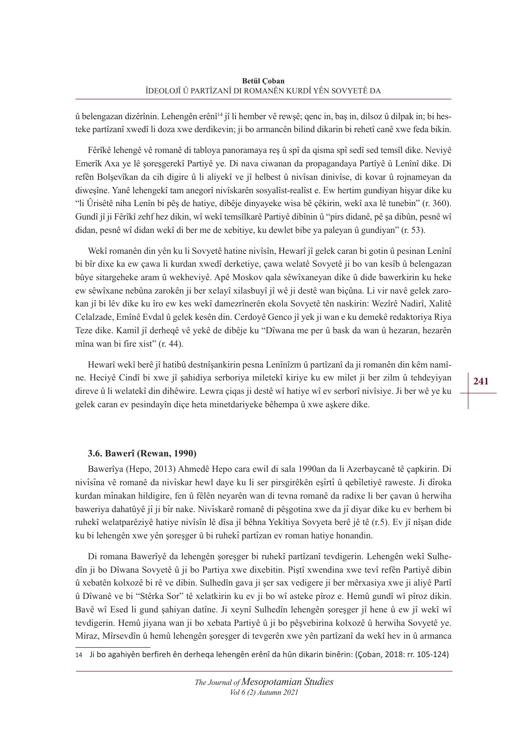û belengazan dizêrînin. Lehengên erênî[14] jî li hember vê rewşê; qenc in, baş in, dilsoz û dilpak in; bi hesteke partîzanî xwedî li doza xwe derdikevin; ji bo armancên bilind dikarin bi rehetî canê xwe feda bikin.

Fêrîkê lehengê vê romanê di tabloya panoramaya reş û spî da qisma spî sedî sed temsîl dike. Neviyê Emerîk Axa ye lê şoreşgerekî Partiyê ye. Di nava ciwanan da propagandaya Partîyê û Lenînî dike. Di refên Bolşevîkan da cih digire û li aliyekî ve jî helbest û nivîsan dinivîse, di kovar û rojnameyan da diweşîne. Yanê lehengekî tam anegorî nivîskarên sosyalîst-realîst e. Ew hertim gundiyan hişyar dike ku "li Ûrisêtê niha Lenîn bi pêş de hatiye, dibêje dinyayeke wisa bê çêkirin, wekî axa lê tunebin" (r. 360). Gundî jî ji Fêrîkî zehf hez dikin, wî wekî temsîlkarê Partiyê dibînin û "pirs didanê, pê şa dibûn, pesnê wî didan, pesnê wî didan wekî di ber me de xebitiye, ku dewlet bibe ya paleyan û gundiyan" (r. 53).

Wekî romanên din yên ku li Sovyetê hatine nivîsîn, Hewarî jî gelek caran bi gotin û pesinan Lenînî bi bîr dixe ka ew çawa li kurdan xwedî derketiye, çawa welatê Sovyetê ji bo van kesîb û belengazan bûye sitargeheke aram û wekheviyê. Apê Moskov qala sêwîxaneyan dike û dide bawerkirin ku heke ew sêwîxane nebûna zarokên ji ber xelayî xilasbuyî jî wê ji destê wan biçûna. Li vir navê gelek zarokan jî bi lêv dike ku îro ew kes wekî damezrînerên ekola Sovyetê tên naskirin: Wezîrê Nadirî, Xalitê Celalzade, Emînê Evdal û gelek kesên din. Cerdoyê Genco jî yek ji wan e ku demekê redaktoriya Riya Teze dike. Kamil jî derheqê vê yekê de dibêje ku "Dîwana me per û bask da wan û hezaran, hezarên mîna wan bi fire xist" (r. 44).

Hewarî wekî berê jî hatibû destnîşankirin pesna Lenînîzm û partîzanî da ji romanên din kêm namîne. Heciyê Cindî bi xwe jî şahidiya serboriya miletekî kiriye ku ew milet ji ber zilm û tehdeyiyan direve û li welatekî din dihêwire. Lewra çiqas ji destê wî hatiye wî ev serborî nivîsiye. Ji ber wê ye ku gelek caran ev pesindayîn diçe heta minetdariyeke bêhempa û xwe aşkere dike.

### 3.6. Bawerî (Rewan, 1990)

Bawerîya (Hepo, 2013) Ahmedê Hepo cara ewil di sala 1990an da li Azerbaycanê tê çapkirin. Di nivîsîna vê romanê da nivîskar hewl daye ku li ser pirsgirêkên eşîrtî û qebîletiyê raweste. Ji dîroka kurdan mînakan hildigire, fen û fêlên neyarên wan di tevna romanê da radixe li ber çavan û herwiha baweriya dahatûyê jî ji bîr nake. Nivîskarê romanê di pêşgotina xwe da jî diyar dike ku ev berhem bi ruhekî welatparêziyê hatiye nivîsîn lê dîsa jî bêhna Yekîtiya Sovyeta berê jê tê (r.5). Ev jî nîşan dide ku bi lehengên xwe yên şoreşger û bi ruhekî partîzan ev roman hatiye honandin.

Di romana Bawerîyê da lehengên şoreşger bi ruhekî partîzanî tevdigerin. Lehengên wekî Sulhedîn ji bo Dîwana Sovyetê û ji bo Partiya xwe dixebitin. Piştî xwendina xwe tevî refên Partiyê dibin û xebatên kolxozê bi rê ve dibin. Sulhedîn gava ji şer sax vedigere ji ber mêrxasiya xwe ji aliyê Partî û Dîwanê ve bi "Stêrka Sor" tê xelatkirin ku ev jî ji bo wî asteke pîroz e. Hemû gundî wî pîroz dikin. Bavê wî Esed li gund şahiyan datîne. Ji xeynî Sulhedîn lehengên şoreşger jî hene û ew jî wekî wî tevdigerin. Hemû jiyana wan ji bo xebata Partiyê û ji bo pêşvebirina kolxozê û herwiha Sovyetê ye. Miraz, Mîrsevdîn û hemû lehengên şoreşger di tevgerên xwe yên partîzanî da wekî hev in û armanca

[14] Ji bo agahiyên berfireh ên derheqa lehengên erênî da hûn dikarin binêrin: (Çoban, 2018: rr. 105-124)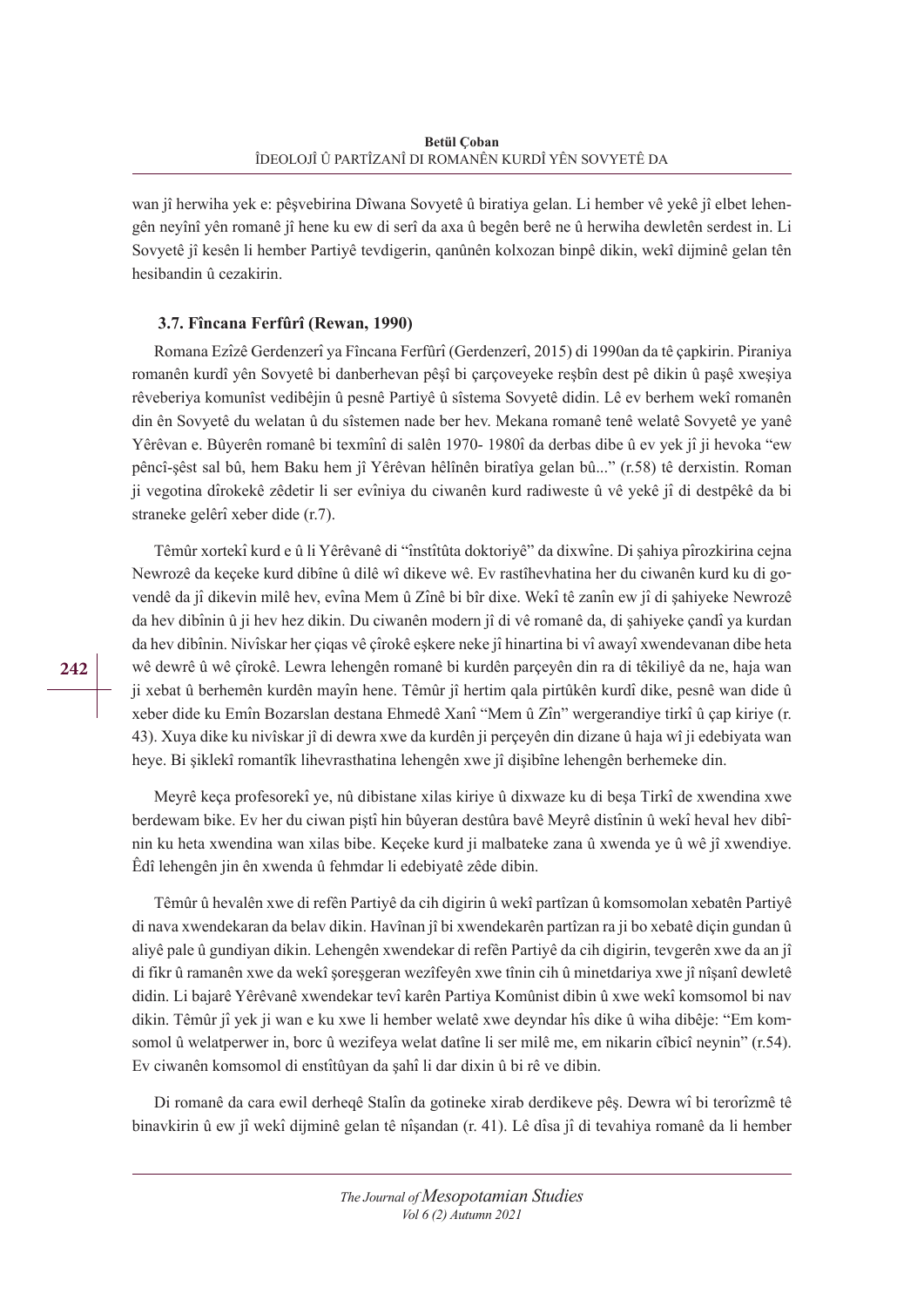wan jî herwiha yek e: pêşvebirina Dîwana Sovyetê û biratiya gelan. Li hember vê yekê jî elbet lehengên neyînî yên romanê jî hene ku ew di serî da axa û begên berê ne û herwiha dewletên serdest in. Li Sovyetê jî kesên li hember Partiyê tevdigerin, qanûnên kolxozan binpê dikin, wekî dijminê gelan tên hesibandin û cezakirin.

### 3.7. Fîncana Ferfûrî (Rewan, 1990)

Romana Ezîzê Gerdenzerî ya Fîncana Ferfûrî (Gerdenzerî, 2015) di 1990an da tê çapkirin. Piraniya romanên kurdî yên Sovyetê bi danberhevan pêşî bi çarçoveyeke reşbîn dest pê dikin û paşê xweşiya rêveberiya komunîst vedibêjin û pesnê Partiyê û sîstema Sovyetê didin. Lê ev berhem wekî romanên din ên Sovyetê du welatan û du sîstemen nade ber hev. Mekana romanê tenê welatê Sovyetê ye yanê Yêrêvan e. Bûyerên romanê bi texmînî di salên 1970- 1980î da derbas dibe û ev yek jî ji hevoka "ew pêncî-şêst sal bû, hem Baku hem jî Yêrêvan hêlînên biratîya gelan bû..." (r.58) tê derxistin. Roman ji vegotina dîrokekê zêdetir li ser evîniya du ciwanên kurd radiweste û vê yekê jî di destpêkê da bi straneke gelêrî xeber dide (r.7).

Têmûr xortekî kurd e û li Yêrêvanê di "înstîtûta doktoriyê" da dixwîne. Di şahiya pîrozkirina cejna Newrozê da keçeke kurd dibîne û dilê wî dikeve wê. Ev rastîhevhatina her du ciwanên kurd ku di govendê da jî dikevin milê hev, evîna Mem û Zînê bi bîr dixe. Wekî tê zanîn ew jî di şahiyeke Newrozê da hev dibînin û ji hev hez dikin. Du ciwanên modern jî di vê romanê da, di şahiyeke çandî ya kurdan da hev dibînin. Nivîskar her çiqas vê çîrokê eşkere neke jî hinartina bi vî awayî xwendevanan dibe heta wê dewrê û wê çîrokê. Lewra lehengên romanê bi kurdên parçeyên din ra di têkiliyê da ne, haja wan ji xebat û berhemên kurdên mayîn hene. Têmûr jî hertim qala pirtûkên kurdî dike, pesnê wan dide û xeber dide ku Emîn Bozarslan destana Ehmedê Xanî "Mem û Zîn" wergerandiye tirkî û çap kiriye (r. 43). Xuya dike ku nivîskar jî di dewra xwe da kurdên ji perçeyên din dizane û haja wî ji edebiyata wan heye. Bi şiklekî romantîk lihevrasthatina lehengên xwe jî dişibîne lehengên berhemeke din.

Meyrê keça profesorekî ye, nû dibistane xilas kiriye û dixwaze ku di beşa Tirkî de xwendina xwe berdewam bike. Ev her du ciwan piştî hin bûyeran destûra bavê Meyrê distînin û wekî heval hev dibînin ku heta xwendina wan xilas bibe. Keçeke kurd ji malbateke zana û xwenda ye û wê jî xwendiye. Êdî lehengên jin ên xwenda û fehmdar li edebiyatê zêde dibin.

Têmûr û hevalên xwe di refên Partiyê da cih digirin û wekî partîzan û komsomolan xebatên Partiyê di nava xwendekaran da belav dikin. Havînan jî bi xwendekarên partîzan ra ji bo xebatê diçin gundan û aliyê pale û gundiyan dikin. Lehengên xwendekar di refên Partiyê da cih digirin, tevgerên xwe da an jî di fikr û ramanên xwe da wekî şoreşgeran wezîfeyên xwe tînin cih û minetdariya xwe jî nîşanî dewletê didin. Li bajarê Yêrêvanê xwendekar tevî karên Partiya Komûnist dibin û xwe wekî komsomol bi nav dikin. Têmûr jî yek ji wan e ku xwe li hember welatê xwe deyndar hîs dike û wiha dibêje: "Em komsomol û welatperwer in, borc û wezîfeya welat datîne li ser milê me, em nikarin cîbicî neynin" (r.54). Ev ciwanên komsomol di enstîtûyan da şahî li dar dixin û bi rê ve dibin.

Di romanê da cara ewil derheqê Stalîn da gotineke xirab derdikeve pêş. Dewra wî bi terorîzmê tê binavkirin û ew jî wekî dijminê gelan tê nîşandan (r. 41). Lê dîsa jî di tevahiya romanê da li hember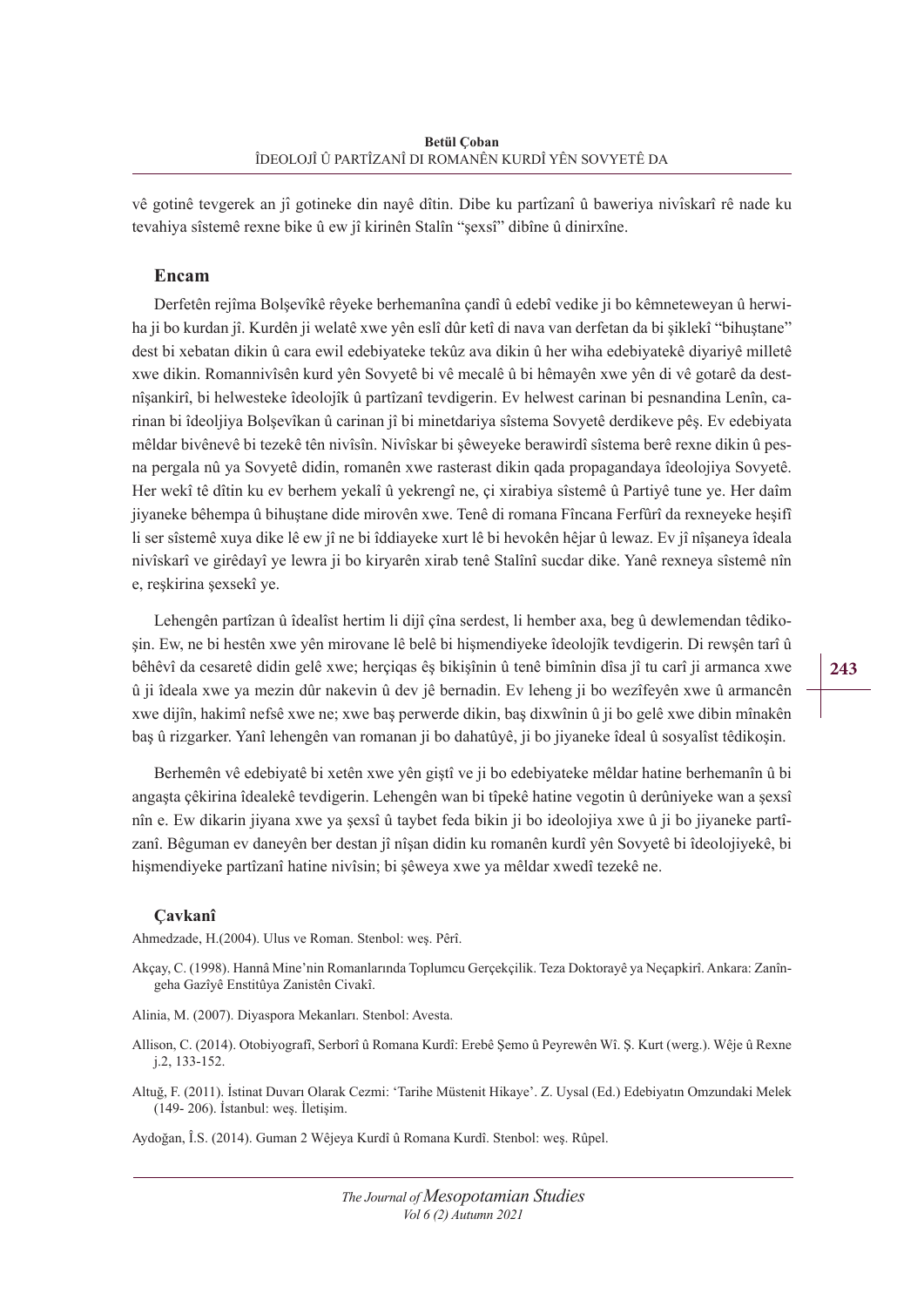vê gotinê tevgerek an jî gotineke din nayê dîtin. Dibe ku partîzanî û baweriya nivîskarî rê nade ku tevahiya sîstemê rexne bike û ew jî kirinên Stalîn "şexsî" dibîne û dinirxîne.

## Encam

Derfetên rejîma Bolşevîkê rêyeke berhemanîna çandî û edebî vedike ji bo kêmneteweyan û herwiha ji bo kurdan jî. Kurdên ji welatê xwe yên eslî dûr ketî di nava van derfetan da bi şiklekî "bihuştane" dest bi xebatan dikin û cara ewil edebiyateke tekûz ava dikin û her wiha edebiyatekê diyariyê milletê xwe dikin. Romannivîsên kurd yên Sovyetê bi vê mecalê û bi hêmayên xwe yên di vê gotarê da destnîşankirî, bi helwesteke îdeolojîk û partîzanî tevdigerin. Ev helwest carinan bi pesnandina Lenîn, carinan bi îdeoljiya Bolşevîkan û carinan jî bi minetdariya sîstema Sovyetê derdikeve pêş. Ev edebiyata mêldar bivênevê bi tezekê tên nivîsîn. Nivîskar bi şêweyeke berawirdî sîstema berê rexne dikin û pesna pergala nû ya Sovyetê didin, romanên xwe rasterast dikin qada propagandaya îdeolojiya Sovyetê. Her wekî tê dîtin ku ev berhem yekalî û yekrengî ne, çi xirabiya sîstemê û Partiyê tune ye. Her daîm jiyaneke bêhempa û bihuştane dide mirovên xwe. Tenê di romana Fîncana Ferfûrî da rexneyeke heşifî li ser sîstemê xuya dike lê ew jî ne bi îddiayeke xurt lê bi hevokên hêjar û lewaz. Ev jî nîşaneya îdeala nivîskarî ve girêdayî ye lewra ji bo kiryarên xirab tenê Stalînî sucdar dike. Yanê rexneya sîstemê nîn e, reşkirina şexsekî ye.

Lehengên partîzan û îdealîst hertim li dijî çîna serdest, li hember axa, beg û dewlemendan têdikoşin. Ew, ne bi hestên xwe yên mirovane lê belê bi hişmendiyeke îdeolojîk tevdigerin. Di rewşên tarî û bêhêvî da cesaretê didin gelê xwe; herçiqas êş bikişînin û tenê bimînin dîsa jî tu carî ji armanca xwe û ji îdeala xwe ya mezin dûr nakevin û dev jê bernadin. Ev leheng ji bo wezîfeyên xwe û armancên xwe dijîn, hakimî nefsê xwe ne; xwe baş perwerde dikin, baş dixwînin û ji bo gelê xwe dibin mînakên baş û rizgarker. Yanî lehengên van romanan ji bo dahatûyê, ji bo jiyaneke îdeal û sosyalîst têdikoşin.

Berhemên vê edebiyatê bi xetên xwe yên giştî ve ji bo edebiyateke mêldar hatine berhemanîn û bi angaşta çêkirina îdealekê tevdigerin. Lehengên wan bi tîpekê hatine vegotin û derûniyeke wan a şexsî nîn e. Ew dikarin jiyana xwe ya şexsî û taybet feda bikin ji bo ideolojiya xwe û ji bo jiyaneke partîzanî. Bêguman ev daneyên ber destan jî nîşan didin ku romanên kurdî yên Sovyetê bi îdeolojiyekê, bi hişmendiyeke partîzanî hatine nivîsin; bi şêweya xwe ya mêldar xwedî tezekê ne.

## Çavkanî

Ahmedzade, H.(2004). Ulus ve Roman. Stenbol: weş. Pêrî.

Akçay, C. (1998). Hannâ Mine'nin Romanlarında Toplumcu Gerçekçilik. Teza Doktorayê ya Neçapkirî. Ankara: Zanîngeha Gazîyê Enstitûya Zanistên Civakî.

Alinia, M. (2007). Diyaspora Mekanları. Stenbol: Avesta.

Allison, C. (2014). Otobiyografî, Serborî û Romana Kurdî: Erebê Şemo û Peyrewên Wî. Ş. Kurt (werg.). Wêje û Rexne j.2, 133-152.

Altuğ, F. (2011). İstinat Duvarı Olarak Cezmi: 'Tarihe Müstenit Hikaye'. Z. Uysal (Ed.) Edebiyatın Omzundaki Melek (149- 206). İstanbul: weş. İletişim.

Aydoğan, Î.S. (2014). Guman 2 Wêjeya Kurdî û Romana Kurdî. Stenbol: weş. Rûpel.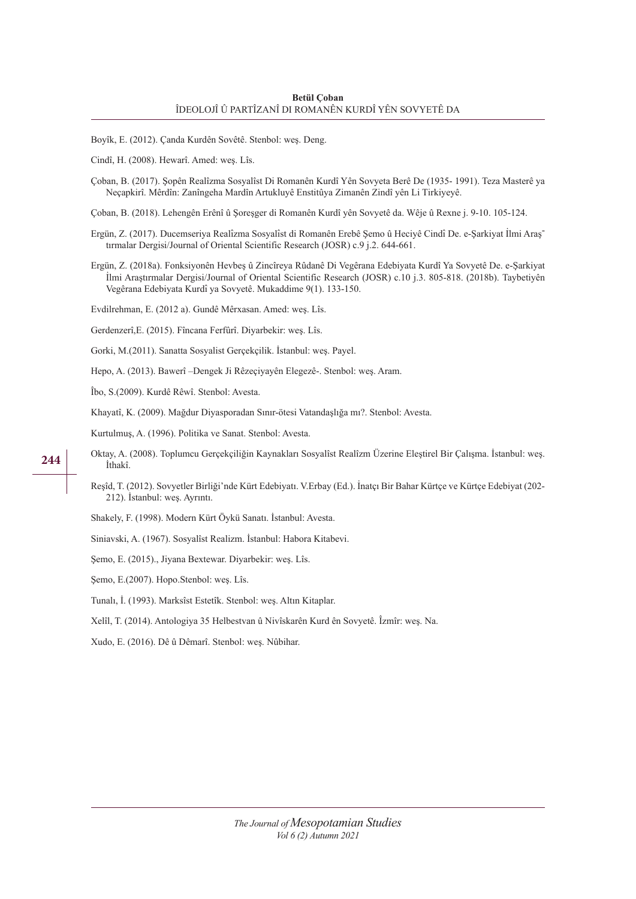Boyîk, E. (2012). Çanda Kurdên Sovêtê. Stenbol: weş. Deng.

Cindî, H. (2008). Hewarî. Amed: weş. Lîs.

Çoban, B. (2017). Şopên Realîzma Sosyalîst Di Romanên Kurdî Yên Sovyeta Berê De (1935- 1991). Teza Masterê ya Neçapkirî. Mêrdîn: Zanîngeha Mardîn Artukluyê Enstitûya Zimanên Zindî yên Li Tirkiyeyê.

Çoban, B. (2018). Lehengên Erênî û Şoreşger di Romanên Kurdî yên Sovyetê da. Wêje û Rexne j. 9-10. 105-124.

Ergün, Z. (2017). Ducemseriya Realîzma Sosyalîst di Romanên Erebê Şemo û Heciyê Cindî De. e-Şarkiyat İlmi Araştırmalar Dergisi/Journal of Oriental Scientific Research (JOSR) c.9 j.2. 644-661.

Ergün, Z. (2018a). Fonksiyonên Hevbeş û Zincîreya Rûdanê Di Vegêrana Edebiyata Kurdî Ya Sovyetê De. e-Şarkiyat İlmi Araştırmalar Dergisi/Journal of Oriental Scientific Research (JOSR) c.10 j.3. 805-818. (2018b). Taybetiyên Vegêrana Edebiyata Kurdî ya Sovyetê. Mukaddime 9(1). 133-150.

Evdilrehman, E. (2012 a). Gundê Mêrxasan. Amed: weş. Lîs.

Gerdenzerî,E. (2015). Fîncana Ferfûrî. Diyarbekir: weş. Lîs.

Gorki, M.(2011). Sanatta Sosyalist Gerçekçilik. İstanbul: weş. Payel.

Hepo, A. (2013). Bawerî –Dengek Ji Rêzeçiyayên Elegezê-. Stenbol: weş. Aram.

Îbo, S.(2009). Kurdê Rêwî. Stenbol: Avesta.

Khayatî, K. (2009). Mağdur Diyasporadan Sınır-ötesi Vatandaşlığa mı?. Stenbol: Avesta.

Kurtulmuş, A. (1996). Politika ve Sanat. Stenbol: Avesta.

Oktay, A. (2008). Toplumcu Gerçekçiliğin Kaynakları Sosyalîst Realîzm Üzerine Eleştirel Bir Çalışma. İstanbul: weş. İthakî.

Reşîd, T. (2012). Sovyetler Birliği'nde Kürt Edebiyatı. V.Erbay (Ed.). İnatçı Bir Bahar Kürtçe ve Kürtçe Edebiyat (202-212). İstanbul: weş. Ayrıntı.

Shakely, F. (1998). Modern Kürt Öykü Sanatı. İstanbul: Avesta.

Siniavski, A. (1967). Sosyalîst Realizm. İstanbul: Habora Kitabevi.

Şemo, E. (2015)., Jiyana Bextewar. Diyarbekir: weş. Lîs.

Şemo, E.(2007). Hopo.Stenbol: weş. Lîs.

Tunalı, İ. (1993). Marksîst Estetîk. Stenbol: weş. Altın Kitaplar.

Xelîl, T. (2014). Antologiya 35 Helbestvan û Nivîskarên Kurd ên Sovyetê. Îzmîr: weş. Na.

Xudo, E. (2016). Dê û Dêmarî. Stenbol: weş. Nûbihar.